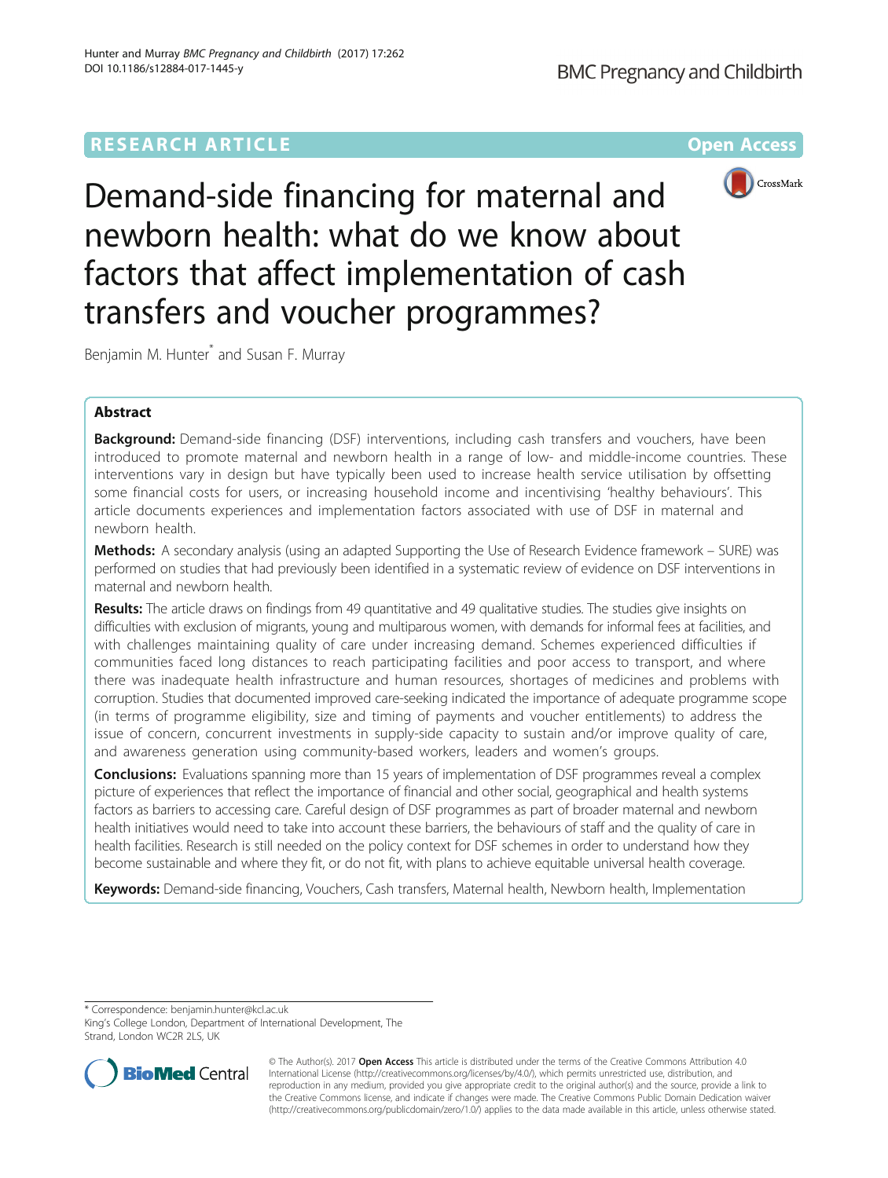RESEARCH ARTICLE

Open Access

# Demand-side financing for maternal and newborn health: what do we know about factors that affect implementation of cash transfers and voucher programmes?

Benjamin M. Hunter* and Susan F. Murray

## Abstract

**Background:** Demand-side financing (DSF) interventions, including cash transfers and vouchers, have been introduced to promote maternal and newborn health in a range of low- and middle-income countries. These interventions vary in design but have typically been used to increase health service utilisation by offsetting some financial costs for users, or increasing household income and incentivising 'healthy behaviours'. This article documents experiences and implementation factors associated with use of DSF in maternal and newborn health.

**Methods:** A secondary analysis (using an adapted Supporting the Use of Research Evidence framework – SURE) was performed on studies that had previously been identified in a systematic review of evidence on DSF interventions in maternal and newborn health.

**Results:** The article draws on findings from 49 quantitative and 49 qualitative studies. The studies give insights on difficulties with exclusion of migrants, young and multiparous women, with demands for informal fees at facilities, and with challenges maintaining quality of care under increasing demand. Schemes experienced difficulties if communities faced long distances to reach participating facilities and poor access to transport, and where there was inadequate health infrastructure and human resources, shortages of medicines and problems with corruption. Studies that documented improved care-seeking indicated the importance of adequate programme scope (in terms of programme eligibility, size and timing of payments and voucher entitlements) to address the issue of concern, concurrent investments in supply-side capacity to sustain and/or improve quality of care, and awareness generation using community-based workers, leaders and women's groups.

**Conclusions:** Evaluations spanning more than 15 years of implementation of DSF programmes reveal a complex picture of experiences that reflect the importance of financial and other social, geographical and health systems factors as barriers to accessing care. Careful design of DSF programmes as part of broader maternal and newborn health initiatives would need to take into account these barriers, the behaviours of staff and the quality of care in health facilities. Research is still needed on the policy context for DSF schemes in order to understand how they become sustainable and where they fit, or do not fit, with plans to achieve equitable universal health coverage.

**Keywords:** Demand-side financing, Vouchers, Cash transfers, Maternal health, Newborn health, Implementation

\* Correspondence: benjamin.hunter@kcl.ac.uk
King's College London, Department of International Development, The Strand, London WC2R 2LS, UK

© The Author(s). 2017 **Open Access** This article is distributed under the terms of the Creative Commons Attribution 4.0 International License (http://creativecommons.org/licenses/by/4.0/), which permits unrestricted use, distribution, and reproduction in any medium, provided you give appropriate credit to the original author(s) and the source, provide a link to the Creative Commons license, and indicate if changes were made. The Creative Commons Public Domain Dedication waiver (http://creativecommons.org/publicdomain/zero/1.0/) applies to the data made available in this article, unless otherwise stated.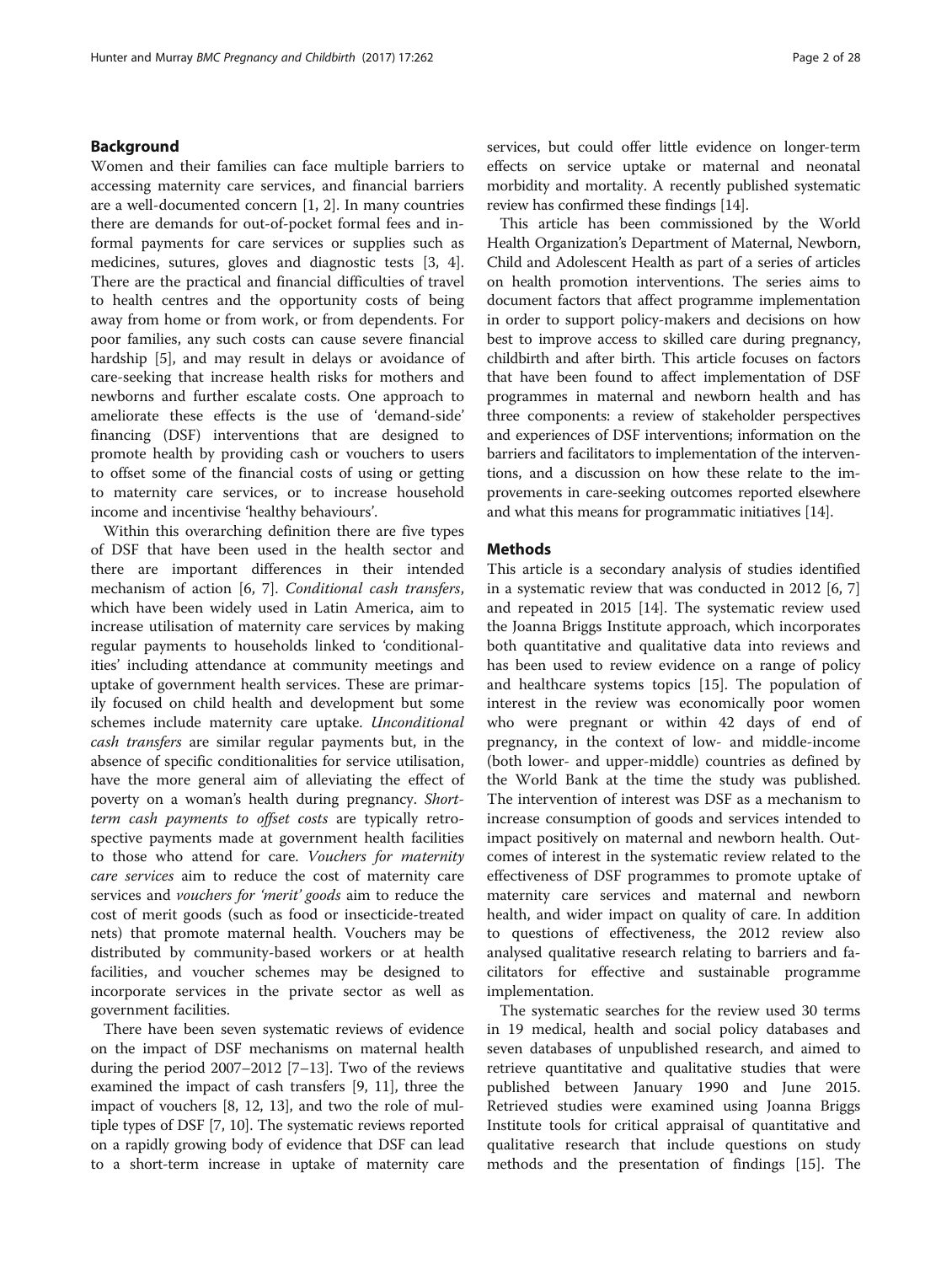## Background

Women and their families can face multiple barriers to accessing maternity care services, and financial barriers are a well-documented concern [1, 2]. In many countries there are demands for out-of-pocket formal fees and informal payments for care services or supplies such as medicines, sutures, gloves and diagnostic tests [3, 4]. There are the practical and financial difficulties of travel to health centres and the opportunity costs of being away from home or from work, or from dependents. For poor families, any such costs can cause severe financial hardship [5], and may result in delays or avoidance of care-seeking that increase health risks for mothers and newborns and further escalate costs. One approach to ameliorate these effects is the use of 'demand-side' financing (DSF) interventions that are designed to promote health by providing cash or vouchers to users to offset some of the financial costs of using or getting to maternity care services, or to increase household income and incentivise 'healthy behaviours'.

Within this overarching definition there are five types of DSF that have been used in the health sector and there are important differences in their intended mechanism of action [6, 7]. *Conditional cash transfers*, which have been widely used in Latin America, aim to increase utilisation of maternity care services by making regular payments to households linked to 'conditionalities' including attendance at community meetings and uptake of government health services. These are primarily focused on child health and development but some schemes include maternity care uptake. *Unconditional cash transfers* are similar regular payments but, in the absence of specific conditionalities for service utilisation, have the more general aim of alleviating the effect of poverty on a woman's health during pregnancy. *Short-term cash payments to offset costs* are typically retrospective payments made at government health facilities to those who attend for care. *Vouchers for maternity care services* aim to reduce the cost of maternity care services and *vouchers for 'merit' goods* aim to reduce the cost of merit goods (such as food or insecticide-treated nets) that promote maternal health. Vouchers may be distributed by community-based workers or at health facilities, and voucher schemes may be designed to incorporate services in the private sector as well as government facilities.

There have been seven systematic reviews of evidence on the impact of DSF mechanisms on maternal health during the period 2007–2012 [7–13]. Two of the reviews examined the impact of cash transfers [9, 11], three the impact of vouchers [8, 12, 13], and two the role of multiple types of DSF [7, 10]. The systematic reviews reported on a rapidly growing body of evidence that DSF can lead to a short-term increase in uptake of maternity care services, but could offer little evidence on longer-term effects on service uptake or maternal and neonatal morbidity and mortality. A recently published systematic review has confirmed these findings [14].

This article has been commissioned by the World Health Organization's Department of Maternal, Newborn, Child and Adolescent Health as part of a series of articles on health promotion interventions. The series aims to document factors that affect programme implementation in order to support policy-makers and decisions on how best to improve access to skilled care during pregnancy, childbirth and after birth. This article focuses on factors that have been found to affect implementation of DSF programmes in maternal and newborn health and has three components: a review of stakeholder perspectives and experiences of DSF interventions; information on the barriers and facilitators to implementation of the interventions, and a discussion on how these relate to the improvements in care-seeking outcomes reported elsewhere and what this means for programmatic initiatives [14].

## Methods

This article is a secondary analysis of studies identified in a systematic review that was conducted in 2012 [6, 7] and repeated in 2015 [14]. The systematic review used the Joanna Briggs Institute approach, which incorporates both quantitative and qualitative data into reviews and has been used to review evidence on a range of policy and healthcare systems topics [15]. The population of interest in the review was economically poor women who were pregnant or within 42 days of end of pregnancy, in the context of low- and middle-income (both lower- and upper-middle) countries as defined by the World Bank at the time the study was published. The intervention of interest was DSF as a mechanism to increase consumption of goods and services intended to impact positively on maternal and newborn health. Outcomes of interest in the systematic review related to the effectiveness of DSF programmes to promote uptake of maternity care services and maternal and newborn health, and wider impact on quality of care. In addition to questions of effectiveness, the 2012 review also analysed qualitative research relating to barriers and facilitators for effective and sustainable programme implementation.

The systematic searches for the review used 30 terms in 19 medical, health and social policy databases and seven databases of unpublished research, and aimed to retrieve quantitative and qualitative studies that were published between January 1990 and June 2015. Retrieved studies were examined using Joanna Briggs Institute tools for critical appraisal of quantitative and qualitative research that include questions on study methods and the presentation of findings [15]. The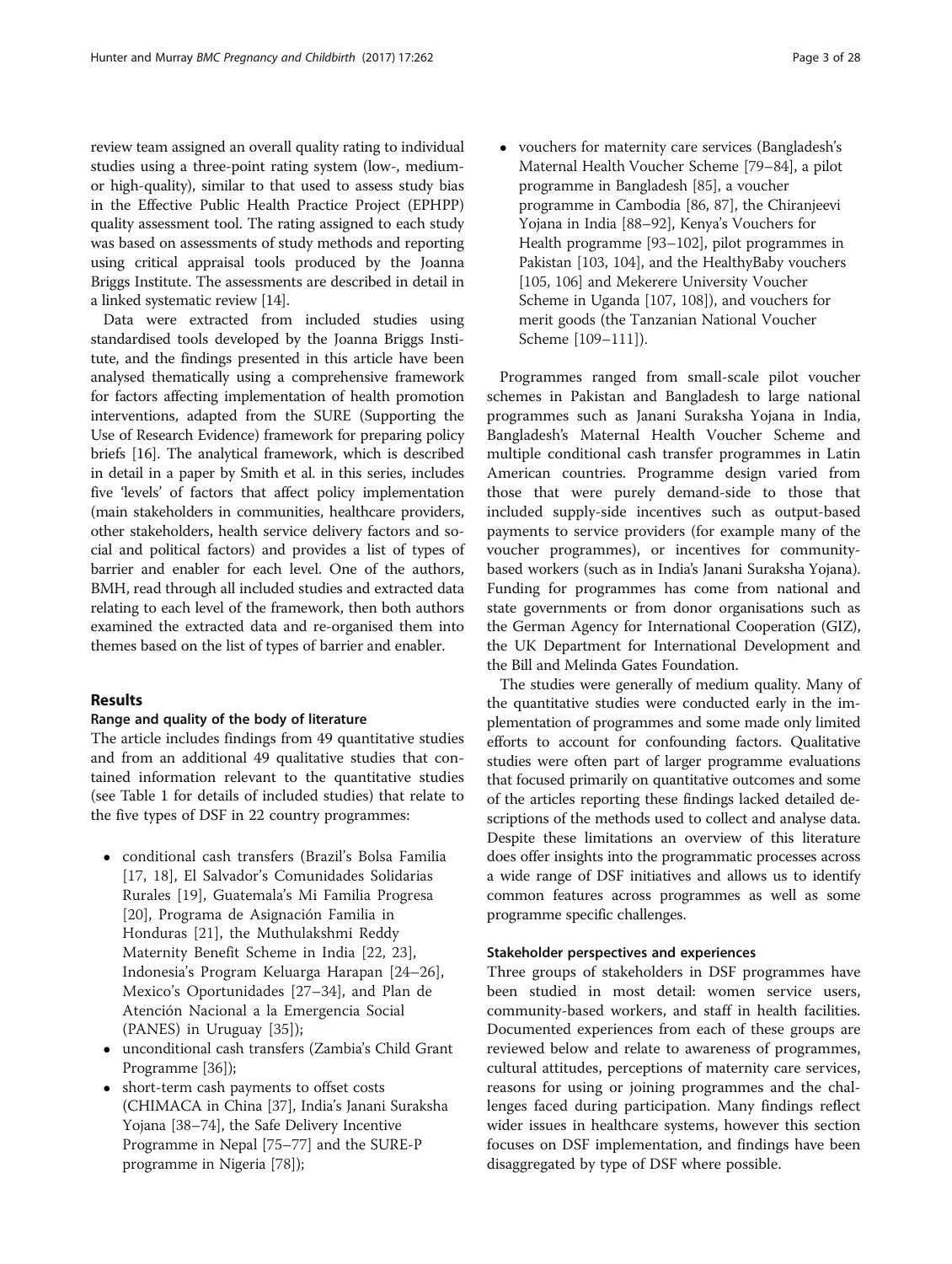review team assigned an overall quality rating to individual studies using a three-point rating system (low-, medium- or high-quality), similar to that used to assess study bias in the Effective Public Health Practice Project (EPHPP) quality assessment tool. The rating assigned to each study was based on assessments of study methods and reporting using critical appraisal tools produced by the Joanna Briggs Institute. The assessments are described in detail in a linked systematic review [14].

Data were extracted from included studies using standardised tools developed by the Joanna Briggs Institute, and the findings presented in this article have been analysed thematically using a comprehensive framework for factors affecting implementation of health promotion interventions, adapted from the SURE (Supporting the Use of Research Evidence) framework for preparing policy briefs [16]. The analytical framework, which is described in detail in a paper by Smith et al. in this series, includes five 'levels' of factors that affect policy implementation (main stakeholders in communities, healthcare providers, other stakeholders, health service delivery factors and social and political factors) and provides a list of types of barrier and enabler for each level. One of the authors, BMH, read through all included studies and extracted data relating to each level of the framework, then both authors examined the extracted data and re-organised them into themes based on the list of types of barrier and enabler.

## Results

### Range and quality of the body of literature

The article includes findings from 49 quantitative studies and from an additional 49 qualitative studies that contained information relevant to the quantitative studies (see Table 1 for details of included studies) that relate to the five types of DSF in 22 country programmes:

- conditional cash transfers (Brazil's Bolsa Familia [17, 18], El Salvador's Comunidades Solidarias Rurales [19], Guatemala's Mi Familia Progresa [20], Programa de Asignación Familia in Honduras [21], the Muthulakshmi Reddy Maternity Benefit Scheme in India [22, 23], Indonesia's Program Keluarga Harapan [24–26], Mexico's Oportunidades [27–34], and Plan de Atención Nacional a la Emergencia Social (PANES) in Uruguay [35]);
- unconditional cash transfers (Zambia's Child Grant Programme [36]);
- short-term cash payments to offset costs (CHIMACA in China [37], India's Janani Suraksha Yojana [38–74], the Safe Delivery Incentive Programme in Nepal [75–77] and the SURE-P programme in Nigeria [78]);
- vouchers for maternity care services (Bangladesh's Maternal Health Voucher Scheme [79–84], a pilot programme in Bangladesh [85], a voucher programme in Cambodia [86, 87], the Chiranjeevi Yojana in India [88–92], Kenya's Vouchers for Health programme [93–102], pilot programmes in Pakistan [103, 104], and the HealthyBaby vouchers [105, 106] and Mekerere University Voucher Scheme in Uganda [107, 108]), and vouchers for merit goods (the Tanzanian National Voucher Scheme [109–111]).

Programmes ranged from small-scale pilot voucher schemes in Pakistan and Bangladesh to large national programmes such as Janani Suraksha Yojana in India, Bangladesh's Maternal Health Voucher Scheme and multiple conditional cash transfer programmes in Latin American countries. Programme design varied from those that were purely demand-side to those that included supply-side incentives such as output-based payments to service providers (for example many of the voucher programmes), or incentives for community-based workers (such as in India's Janani Suraksha Yojana). Funding for programmes has come from national and state governments or from donor organisations such as the German Agency for International Cooperation (GIZ), the UK Department for International Development and the Bill and Melinda Gates Foundation.

The studies were generally of medium quality. Many of the quantitative studies were conducted early in the implementation of programmes and some made only limited efforts to account for confounding factors. Qualitative studies were often part of larger programme evaluations that focused primarily on quantitative outcomes and some of the articles reporting these findings lacked detailed descriptions of the methods used to collect and analyse data. Despite these limitations an overview of this literature does offer insights into the programmatic processes across a wide range of DSF initiatives and allows us to identify common features across programmes as well as some programme specific challenges.

### Stakeholder perspectives and experiences

Three groups of stakeholders in DSF programmes have been studied in most detail: women service users, community-based workers, and staff in health facilities. Documented experiences from each of these groups are reviewed below and relate to awareness of programmes, cultural attitudes, perceptions of maternity care services, reasons for using or joining programmes and the challenges faced during participation. Many findings reflect wider issues in healthcare systems, however this section focuses on DSF implementation, and findings have been disaggregated by type of DSF where possible.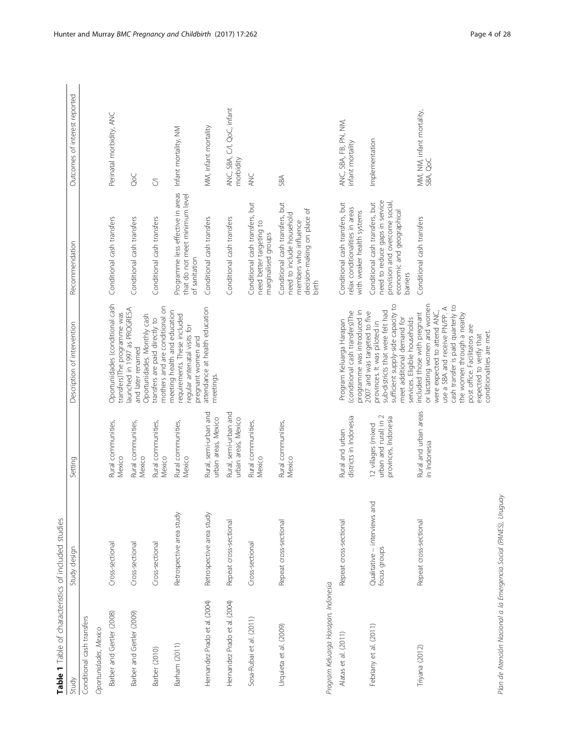**Table 1** Table of characteristics of included studies

| Study | Study design | Setting | Description of intervention | Recommendation | Outcomes of interest reported |
|---|---|---|---|---|---|
| Conditional cash transfers | | | | | |
| *Oportunidades, Mexico* | | | | | |
| Barber and Gertler (2008) | Cross-sectional | Rural communities, Mexico | Oportunidades (conditional cash transfers)The programme was launched in 1997 as PROGRESA and later renamed Oportunidades. Monthly cash transfers are paid directly to mothers and are conditional on meeting health and education requirements. These included regular antenatal visits for pregnant women and attendance at health education meetings. | Conditional cash transfers | Perinatal morbidity, ANC |
| Barber and Gertler (2009) | Cross-sectional | Rural communities, Mexico | | Conditional cash transfers | QoC |
| Barber (2010) | Cross-sectional | Rural communities, Mexico | | Conditional cash transfers | C/I |
| Barham (2011) | Retrospective area study | Rural communities, Mexico | | Programme less effective in areas that do not meet minimum level of sanitation | Infant mortality, NM |
| Hernandez Prado et al. (2004) | Retrospective area study | Rural, semi-urban and urban areas, Mexico | | Conditional cash transfers | MM, infant mortality |
| Hernandez Prado et al. (2004) | Repeat cross-sectional | Rural, semi-urban and urban areas, Mexico | | Conditional cash transfers | ANC, SBA, C/I, QoC, infant morbidity |
| Sosa-Rubai et al. (2011) | Cross-sectional | Rural communities, Mexico | | Conditional cash transfers, but need better targeting to marginalised groups | ANC |
| Urquieta et al. (2009) | Repeat cross-sectional | Rural communities, Mexico | | Conditional cash transfers, but need to include household members who influence decision-making on place of birth | SBA |
| *Program Keluarga Harapan, Indonesia* | | | | | |
| Alatas et al. (2011) | Repeat cross-sectional | Rural and urban districts in Indonesia | Program Keluarga Harapan (conditional cash transfers)The programme was introduced in 2007 and was targeted to five provinces. It was piloted in sub-districts that were felt had sufficient supply-side capacity to meet additional demand for services. Eligible households included those with pregnant or lactating women and women were expected to attend ANC, use a SBA and receive PN/PP. A cash transfer is paid quarterly to the women through a nearby post office. Facilitators are expected to verify that conditionalities are met. | Conditional cash transfers, but relax conditionalities in areas with weaker health systems | ANC, SBA, FB, PN, NM, infant mortality |
| Febriany et al. (2011) | Qualitative – interviews and focus groups | 12 villages (mixed urban and rural) in 2 provinces, Indonesia | | Conditional cash transfers, but need to reduce gaps in service provision and overcome social, economic and geographical barriers | Implementation |
| Triyana (2012) | Repeat cross-sectional | Rural and urban areas in Indonesia | | Conditional cash transfers | MM, NM, infant mortality, SBA, QoC |
| *Plan de Atención Nacional a la Emergencia Social (PANES), Uruguay* | | | | | |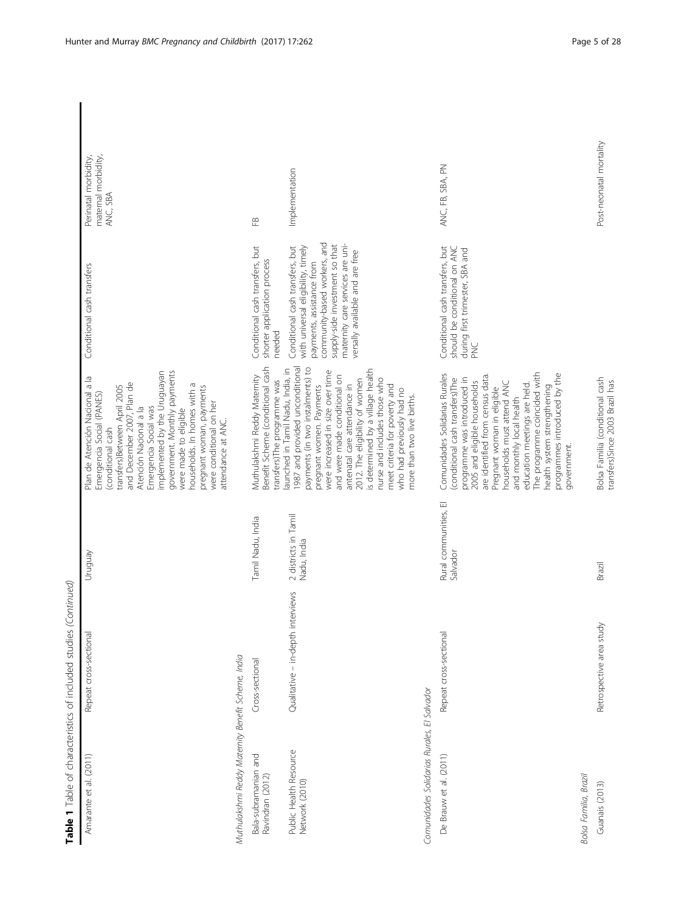**Table 1** Table of characteristics of included studies *(Continued)*

| | | | | | |
|---|---|---|---|---|---|
| Amarante et al. (2011) | Repeat cross-sectional | Uruguay | Plan de Atención Nacional a la Emergencia Social (PANES) (conditional cash transfers)Between April 2005 and December 2007, Plan de Atención Nacional a la Emergencia Social was implemented by the Uruguayan government. Monthly payments were made to eligible households. In homes with a pregnant woman, payments were conditional on her attendance at ANC. | Conditional cash transfers | Perinatal morbidity, maternal morbidity, ANC, SBA |
| *Muthulakshmi Reddy Maternity Benefit Scheme, India* | | | | | |
| Bala-subramanian and Ravindran (2012) | Cross-sectional | Tamil Nadu, India | Muthulakshmi Reddy Maternity Benefit Scheme (conditional cash transfers)The programme was launched in Tamil Nadu, India, in 1987 and provided unconditional payments (in two instalments) to pregnant women. Payments were increased in size over time and were made conditional on antenatal care attendance in 2012. The eligibility of women is determined by a village health nurse and includes those who meet criteria for poverty and who had previously had no more than two live births. | Conditional cash transfers, but shorter application process needed | FB |
| Public Health Resource Network (2010) | Qualitative – in-depth interviews | 2 districts in Tamil Nadu, India | | Conditional cash transfers, but with universal eligibility, timely payments, assistance from community-based workers, and supply-side investment so that maternity care services are universally available and are free | Implementation |
| *Comunidades Solidarias Rurales, El Salvador* | | | | | |
| De Brauw et al. (2011) | Repeat cross-sectional | Rural communities, El Salvador | Comunidades Solidarias Rurales (conditional cash transfers)The programme was introduced in 2005 and eligible households are identified from census data. Pregnant woman in eligible households must attend ANC and monthly local health education meetings are held. The programme coincided with health system strengthening programmes introduced by the government. | Conditional cash transfers, but should be conditional on ANC during first trimester, SBA and PNC | ANC, FB, SBA, PN |
| *Bolsa Familia, Brazil* | | | | | |
| Guanais (2013) | Retrospective area study | Brazil | Bolsa Familia (conditional cash transfers)Since 2003 Brazil has | | Post-neonatal mortality |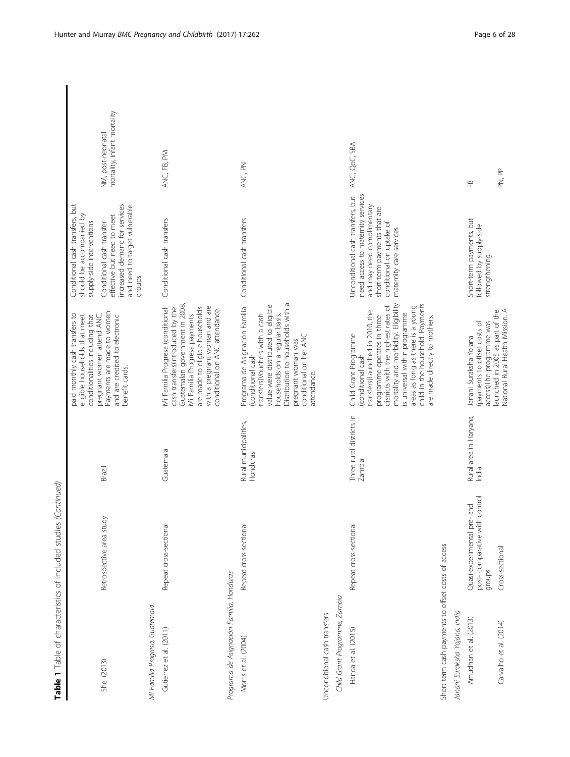**Table 1** Table of characteristics of included studies *(Continued)*

| Study | Design | Setting | Intervention | Conclusion | Outcomes |
|---|---|---|---|---|---|
| Shei (2013) | Retrospective area study | Brazil | paid monthly cash transfers to eligible households that meet conditionalities including that pregnant women attend ANC. Payments are made to women and are credited to electronic benefit cards. | Conditional cash transfers, but should be accompanied by supply-side interventions Conditional cash transfer effective but need to meet increased demand for services and need to target vulnerable groups | NM, post-neonatal mortality, infant mortality |
| *Mi Familia Progresa, Guatemala* | | | | | |
| Gutierrez et al. (2011) | Repeat cross-sectional | Guatemala | Mi Familia Progresa (conditional cash transfers)Introduced by the Guatemalan government in 2008, Mi Familia Progresa payments are made to eligible households with a pregnant woman and are conditional on ANC attendance. | Conditional cash transfers | ANC, FB, PM |
| *Programa de Asignación Familia, Honduras* | | | | | |
| Morris et al. (2004) | Repeat cross-sectional | Rural municipalities, Honduras | Programa de Asignación Familia (conditional cash transfers)Vouchers with a cash value were distributed to eligible households on a regular basis. Distribution to households with a pregnant woman was conditional on her ANC attendance. | Conditional cash transfers | ANC, PN |
| Unconditional cash transfers | | | | | |
| *Child Grant Programme, Zambia* | | | | | |
| Handa et al. (2015) | Repeat cross-sectional | Three rural districts in Zambia | Child Grant Programme (conditional cash transfers)Launched in 2010, the programme operates in three districts with the highest rates of mortality and morbidity. Eligibility is universal within programme areas as long as there is a young child in the household. Payments are made directly to mothers. | Unconditional cash transfers, but need access to maternity services and may need complimentary short-term payments that are conditional on uptake of maternity care services | ANC, QoC, SBA |
| Short term cash payments to offset costs of access | | | | | |
| *Janani Suraksha Yojana, India* | | | | | |
| Amudhan et al. (2013) | Quasi-experimental pre- and post- comparative with control groups | Rural area in Haryana, India | Janani Suraksha Yojana (payments to offset costs of access)The programme was launched in 2005 as part of the National Rural Health Mission. A | Short-term payments, but followed by supply-side strengthening | FB |
| Carvalho et al. (2014) | Cross-sectional | | | | PN, PP |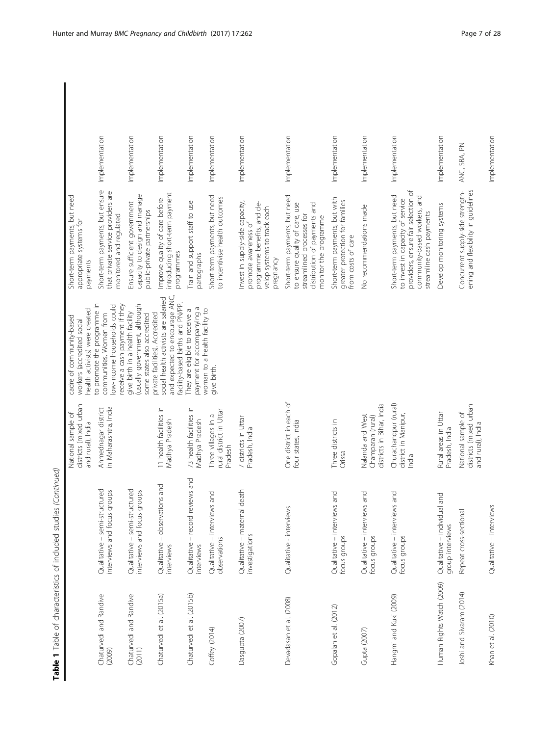**Table 1** Table of characteristics of included studies *(Continued)*

| Study | Design/methods | Setting | Intervention description | Recommendations | Outcomes |
|---|---|---|---|---|---|
| | | National sample of districts (mixed urban and rural), India | cadre of community-based workers (accredited social health activists) were created to promote the programme in communities. Women from low-income households could receive a cash payment if they give birth in a health facility (usually government, although some states also accredited private facilities). Accredited social health activists are salaried and expected to encourage ANC, facility-based births and PN/PP. They are eligible to receive a payment for accompanying a woman to a health facility to give birth. | Short-term payments, but need appropriate systems for payments | |
| Chaturvedi and Randive (2009) | Qualitative – semi-structured interviews and focus groups | Ahmednagar district in Maharashtra, India | | Short-term payments, but ensure that private service providers are monitored and regulated | Implementation |
| Chaturvedi and Randive (2011) | Qualitative – semi-structured interviews and focus groups | | | Ensure sufficient government capacity to design and manage public-private partnerships | Implementation |
| Chaturvedi et al. (2015a) | Qualitative – observations and interviews | 11 health facilities in Madhya Pradesh | | Improve quality of care before introducing short-term payment programmes | Implementation |
| Chaturvedi et al. (2015b) | Qualitative – record reviews and interviews | 73 health facilities in Madhya Pradesh | | Train and support staff to use partographs | Implementation |
| Coffey (2014) | Qualitative – interviews and observations | Three villages in a rural district in Uttar Pradesh | | Short-term payments, but need to incentivise health outcomes | Implementation |
| Dasgupta (2007) | Qualitative – maternal death investigations | 7 districts in Uttar Pradesh, India | | Invest in supply-side capacity, promote awareness of programme benefits, and develop systems to track each pregnancy | Implementation |
| Devadasan et al. (2008) | Qualitative - interviews | One district in each of four states, India | | Short-term payments, but need to ensure quality of care, use streamlined processes for distribution of payments and monitor the programme | Implementation |
| Gopalan et al. (2012) | Qualitative – interviews and focus groups | Three districts in Orissa | | Short-term payments, but with greater protection for families from costs of care | Implementation |
| Gupta (2007) | Qualitative – interviews and focus groups | Nalanda and West Champaran (rural) districts in Bihar, India | | No recommendations made | Implementation |
| Hangmi and Kuki (2009) | Qualitative – interviews and focus groups | Churachandpur (rural) district in Manipur, India | | Short-term payments, but need to invest in capacity of service providers, ensure fair selection of community-based workers, and streamline cash payments | Implementation |
| Human Rights Watch (2009) | Qualitative – individual and group interviews | Rural areas in Uttar Pradesh, India | | Develop monitoring systems | Implementation |
| Joshi and Sivaram (2014) | Repeat cross-sectional | National sample of districts (mixed urban and rural), India | | Concurrent supply-side strengthening and flexibility in guidelines | ANC, SBA, PN |
| Khan et al. (2010) | Qualitative – interviews | | | | Implementation |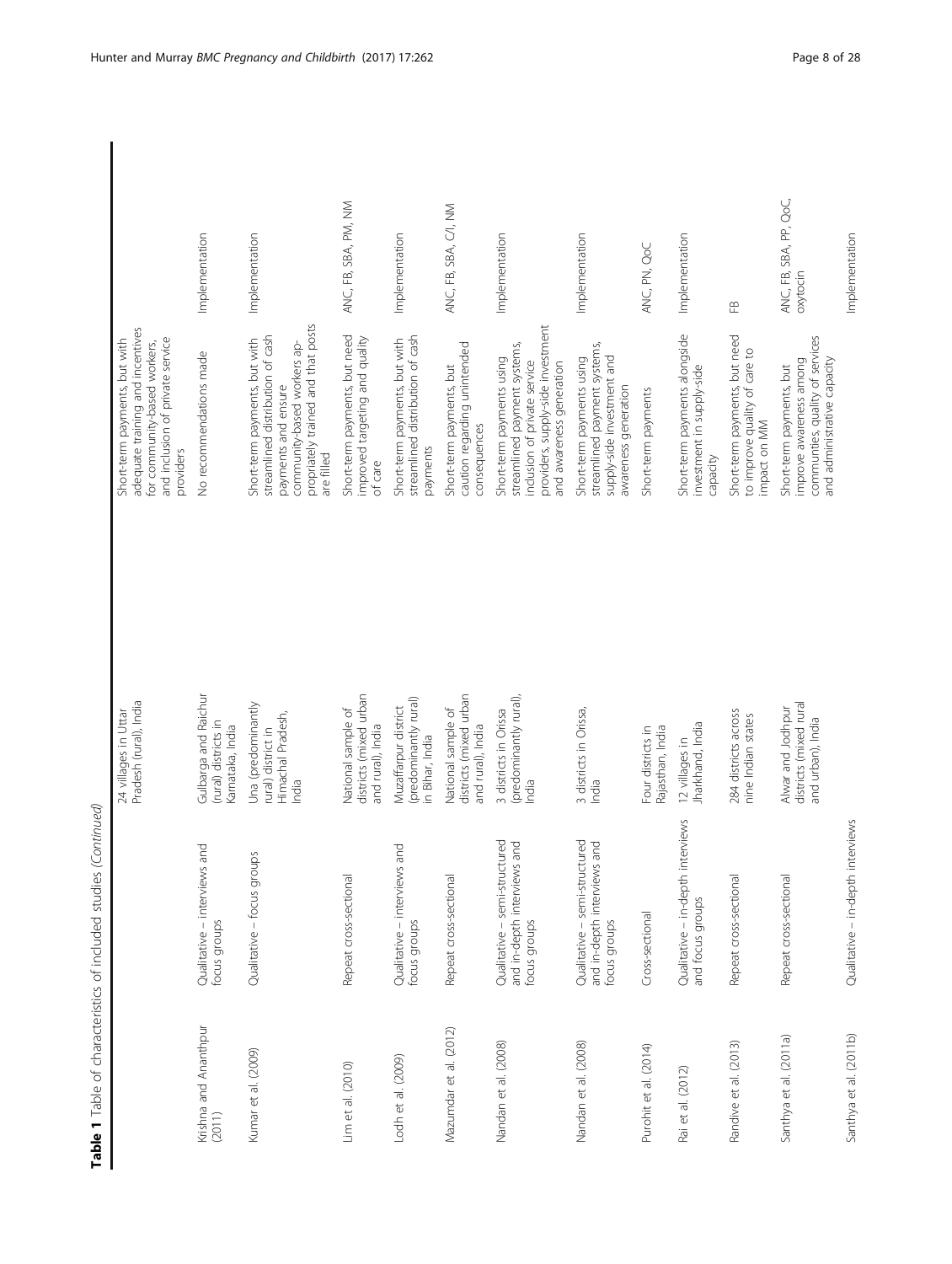**Table 1** Table of characteristics of included studies *(Continued)*

| | | | | |
|---|---|---|---|---|
| | | 24 villages in Uttar Pradesh (rural), India | Short-term payments, but with adequate training and incentives for community-based workers, and inclusion of private service providers | |
| Krishna and Ananthpur (2011) | Qualitative – interviews and focus groups | Gulbarga and Raichur (rural) districts in Karnataka, India | No recommendations made | Implementation |
| Kumar et al. (2009) | Qualitative – focus groups | Una (predominantly rural) district in Himachal Pradesh, India | Short-term payments, but with streamlined distribution of cash payments and ensure community-based workers appropriately trained and that posts are filled | Implementation |
| Lim et al. (2010) | Repeat cross-sectional | National sample of districts (mixed urban and rural), India | Short-term payments, but need improved targeting and quality of care | ANC, FB, SBA, PM, NM |
| Lodh et al. (2009) | Qualitative – interviews and focus groups | Muzaffarpur district (predominantly rural) in Bihar, India | Short-term payments, but with streamlined distribution of cash payments | Implementation |
| Mazumdar et al. (2012) | Repeat cross-sectional | National sample of districts (mixed urban and rural), India | Short-term payments, but caution regarding unintended consequences | ANC, FB, SBA, C/I, NM |
| Nandan et al. (2008) | Qualitative – semi-structured and in-depth interviews and focus groups | 3 districts in Orissa (predominantly rural), India | Short-term payments using streamlined payment systems, inclusion of private service providers, supply-side investment and awareness generation | Implementation |
| Nandan et al. (2008) | Qualitative – semi-structured and in-depth interviews and focus groups | 3 districts in Orissa, India | Short-term payments using streamlined payment systems, supply-side investment and awareness generation | Implementation |
| Purohit et al. (2014) | Cross-sectional | Four districts in Rajasthan, India | Short-term payments | ANC, PN, QoC |
| Rai et al. (2012) | Qualitative – in-depth interviews and focus groups | 12 villages in Jharkhand, India | Short-term payments alongside investment in supply-side capacity | Implementation |
| Randive et al. (2013) | Repeat cross-sectional | 284 districts across nine Indian states | Short-term payments, but need to improve quality of care to impact on MM | FB |
| Santhya et al. (2011a) | Repeat cross-sectional | Alwar and Jodhpur districts (mixed rural and urban), India | Short-term payments, but improve awareness among communities, quality of services and administrative capacity | ANC, FB, SBA, PP, QoC, oxytocin |
| Santhya et al. (2011b) | Qualitative – in-depth interviews | | | Implementation |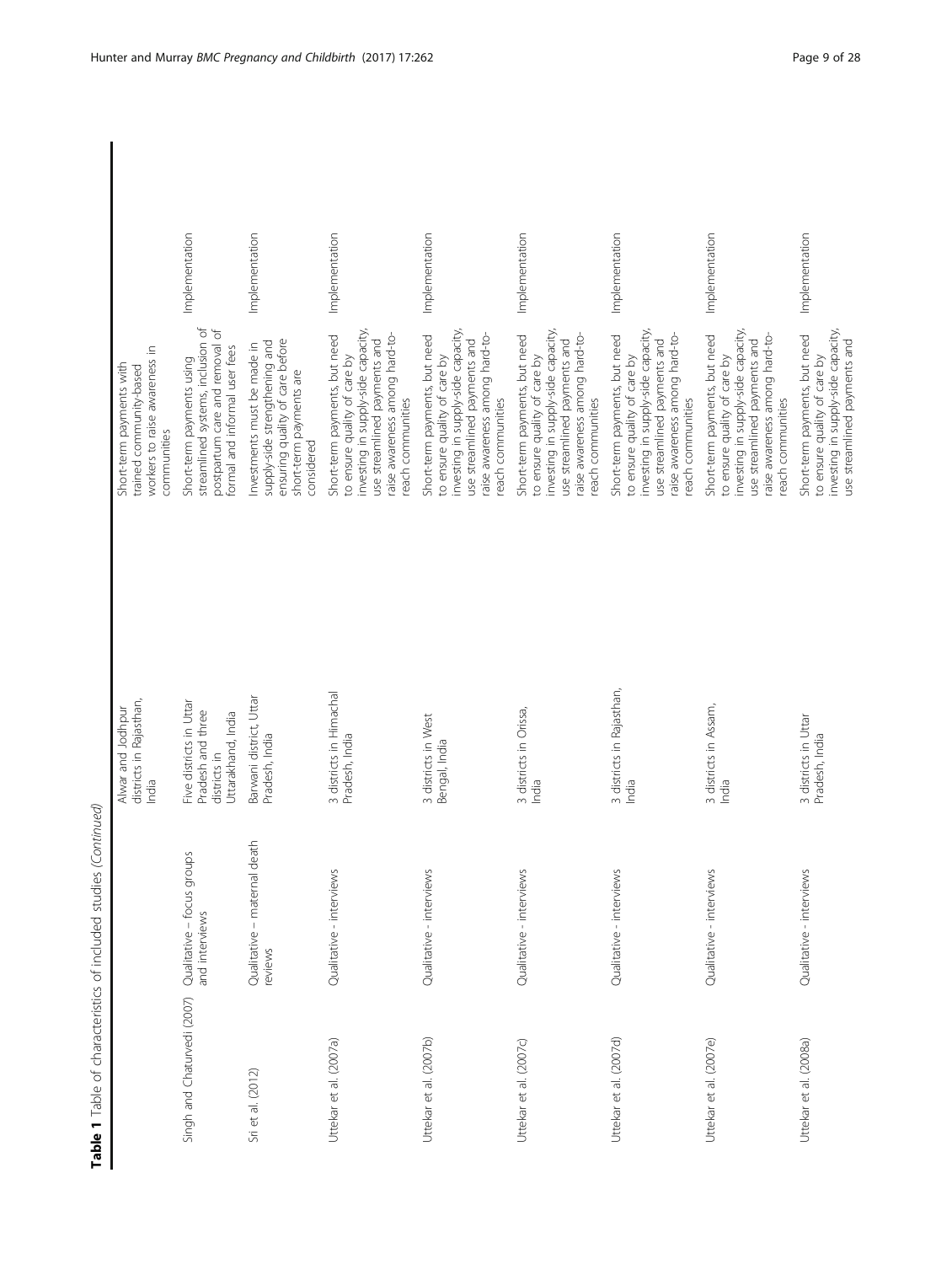**Table 1** Table of characteristics of included studies *(Continued)*

| | | | | |
|---|---|---|---|---|
| | | Alwar and Jodhpur districts in Rajasthan, India | Short-term payments with trained community-based workers to raise awareness in communities | |
| Singh and Chaturvedi (2007) | Qualitative – focus groups and interviews | Five districts in Uttar Pradesh and three districts in Uttarakhand, India | Short-term payments using streamlined systems, inclusion of postpartum care and removal of formal and informal user fees | Implementation |
| Sri et al. (2012) | Qualitative – maternal death reviews | Barwani district, Uttar Pradesh, India | Investments must be made in supply-side strengthening and ensuring quality of care before short-term payments are considered | Implementation |
| Uttekar et al. (2007a) | Qualitative - interviews | 3 districts in Himachal Pradesh, India | Short-term payments, but need to ensure quality of care by investing in supply-side capacity, use streamlined payments and raise awareness among hard-to-reach communities | Implementation |
| Uttekar et al. (2007b) | Qualitative - interviews | 3 districts in West Bengal, India | Short-term payments, but need to ensure quality of care by investing in supply-side capacity, use streamlined payments and raise awareness among hard-to-reach communities | Implementation |
| Uttekar et al. (2007c) | Qualitative - interviews | 3 districts in Orissa, India | Short-term payments, but need to ensure quality of care by investing in supply-side capacity, use streamlined payments and raise awareness among hard-to-reach communities | Implementation |
| Uttekar et al. (2007d) | Qualitative - interviews | 3 districts in Rajasthan, India | Short-term payments, but need to ensure quality of care by investing in supply-side capacity, use streamlined payments and raise awareness among hard-to-reach communities | Implementation |
| Uttekar et al. (2007e) | Qualitative - interviews | 3 districts in Assam, India | Short-term payments, but need to ensure quality of care by investing in supply-side capacity, use streamlined payments and raise awareness among hard-to-reach communities | Implementation |
| Uttekar et al. (2008a) | Qualitative - interviews | 3 districts in Uttar Pradesh, India | Short-term payments, but need to ensure quality of care by investing in supply-side capacity, use streamlined payments and | Implementation |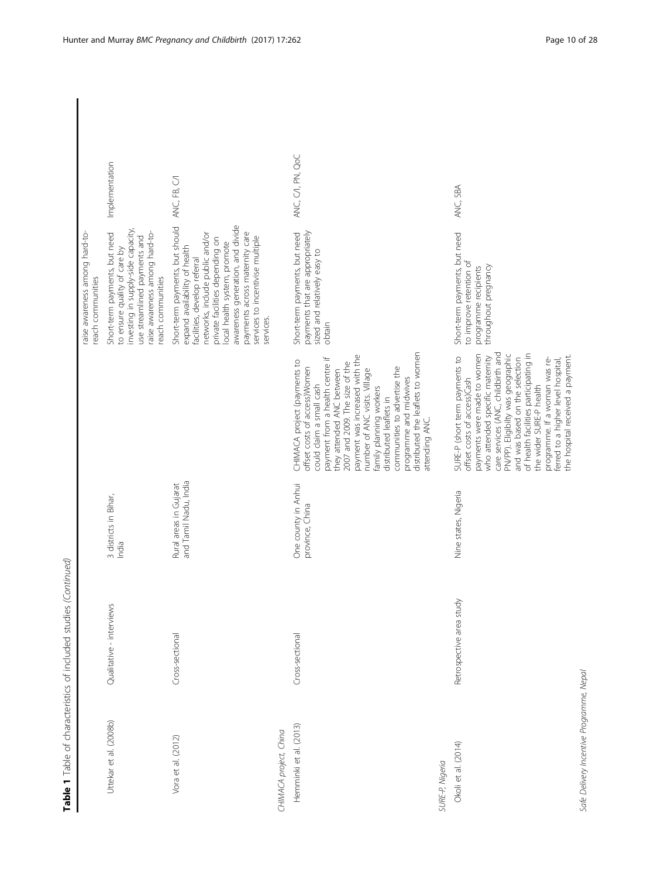**Table 1** Table of characteristics of included studies *(Continued)*

| | | | | | |
|---|---|---|---|---|---|
| | | | | raise awareness among hard-to-reach communities | |
| Uttekar et al. (2008b) | Qualitative - interviews | 3 districts in Bihar, India | | Short-term payments, but need to ensure quality of care by investing in supply-side capacity, use streamlined payments and raise awareness among hard-to-reach communities | Implementation |
| Vora et al. (2012) | Cross-sectional | Rural areas in Gujarat and Tamil Nadu, India | | Short-term payments, but should expand availability of health facilities, develop referral networks, include public and/or private facilities depending on local health system, promote awareness generation, and divide payments across maternity care services to incentivise multiple services. | ANC, FB, C/I |
| *CHIMACA project, China* | | | | | |
| Hemminki et al. (2013) | Cross-sectional | One county in Anhui province, China | CHIMACA project (payments to offset costs of access)Women could claim a small cash payment from a health centre if they attended ANC between 2007 and 2009. The size of the payment was increased with the number of ANC visits. Village family planning workers distributed leaflets in communities to advertise the programme and midwives distributed the leaflets to women attending ANC. | Short-term payments, but need payments that are appropriately sized and relatively easy to obtain | ANC, C/I, PN, QoC |
| *SURE-P, Nigeria* | | | | | |
| Okoli et al. (2014) | Retrospective area study | Nine states, Nigeria | SURE-P (short term payments to offset costs of access)Cash payments were made to women who attended specific maternity care services (ANC, childbirth and PN/PP). Eligibilty was geographic and was based on the selection of health facilities participating in the wider SURE-P health programme. If a woman was re-ferred to a higher level hospital, the hospital received a payment. | Short-term payments, but need to improve retention of programme recipients throughout pregnancy | ANC, SBA |
| *Safe Delivery Incentive Programme, Nepal* | | | | | |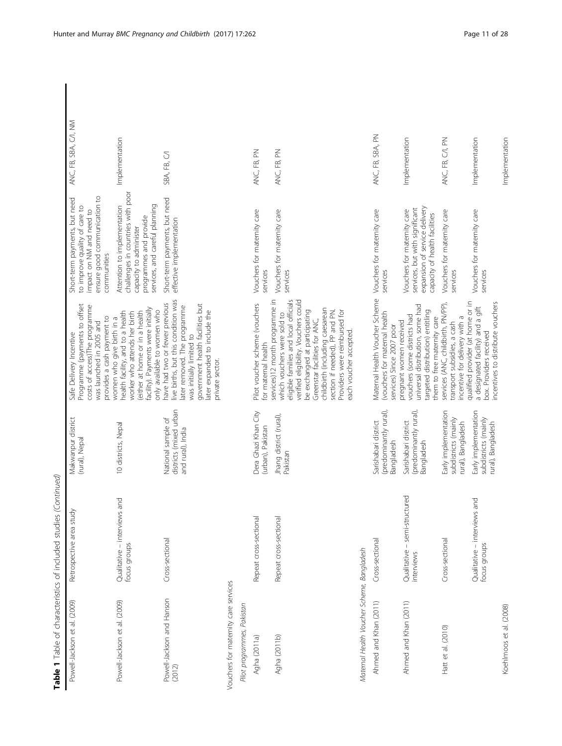**Table 1** Table of characteristics of included studies *(Continued)*

| | | | | | |
|---|---|---|---|---|---|
| Powell-Jackson et al. (2009) | Retrospective area study | Makwanpur district (rural), Nepal | Safe Delivery Incentive Programme (payments to offset costs of access)The programme was launched in 2005 and provides a cash payment to women who give birth in a health facility, and to a health worker who attends her birth (either at home or in a health facility). Payments were initially only available to women who have had two or fewer previous live births, but this condition was later removed. The programme was initially limited to government health facilities but later expanded to include the private sector. | Short-term payments, but need to improve quality of care to impact on NM and need to ensure good communication to communities | ANC, FB, SBA, C/I, NM |
| Powell-Jackson et al. (2009) | Qualitative – interviews and focus groups | 10 districts, Nepal | | Attention to implementation challenges in countries with poor capacity to administer programmes and provide services, and careful planning | Implementation |
| Powell-Jackson and Hanson (2012) | Cross-sectional | National sample of districts (mixed urban and rural), India | | Short-term payments, but need effective implementation | SBA, FB, C/I |
| Vouchers for maternity care services | | | | | |
| *Pilot programmes, Pakistan* | | | | | |
| Agha (2011a) | Repeat cross-sectional | Dera Ghazi Khan City (urban), Pakistan | Pilot voucher scheme (vouchers for maternal health services)12 month programme in which vouchers were sold to eligible families and local officials verified eligibility. Vouchers could be exchanged at participating Greenstar facilities for ANC, childbirth (including caesarean section if needed), PP and PN. Providers were reimbursed for each voucher accepted. | Vouchers for maternity care services | ANC, FB, PN |
| Agha (2011b) | Repeat cross-sectional | Jhang district (rural), Pakistan | | Vouchers for maternity care services | ANC, FB, PN |
| *Maternal Health Voucher Scheme, Bangladesh* | | | | | |
| Ahmed and Khan (2011) | Cross-sectional | Sarishabari district (predominantly rural), Bangladesh | Maternal Health Voucher Scheme (vouchers for maternal health services) Since 2007 poor pregnant women received vouchers (some districts had universal distribution, some had targeted distribution) entitling them to free maternity care services (ANC, childbirth, PN/PP), transport subsidies, a cash incentive for delivery with a qualified provider (at home or in a designated facility) and a gift box. Providers received incentives to distribute vouchers | Vouchers for maternity care services | ANC, FB, SBA, PN |
| Ahmed and Khan (2011) | Qualitative – semi-structured interviews | Sarishabari district (predominantly rural), Bangladesh | | Vouchers for maternity care services, but with significant expansion of service delivery capacity of health facilities | Implementation |
| Hatt et al. (2010) | Cross-sectional | Early implementation subdistricts (mainly rural), Bangladesh | | Vouchers for maternity care services | ANC, FB, C/I, PN |
| | Qualitative – interviews and focus groups | Early implementation subdistricts (mainly rural), Bangladesh | | Vouchers for maternity care services | Implementation |
| Koehlmoos et al. (2008) | | | | | Implementation |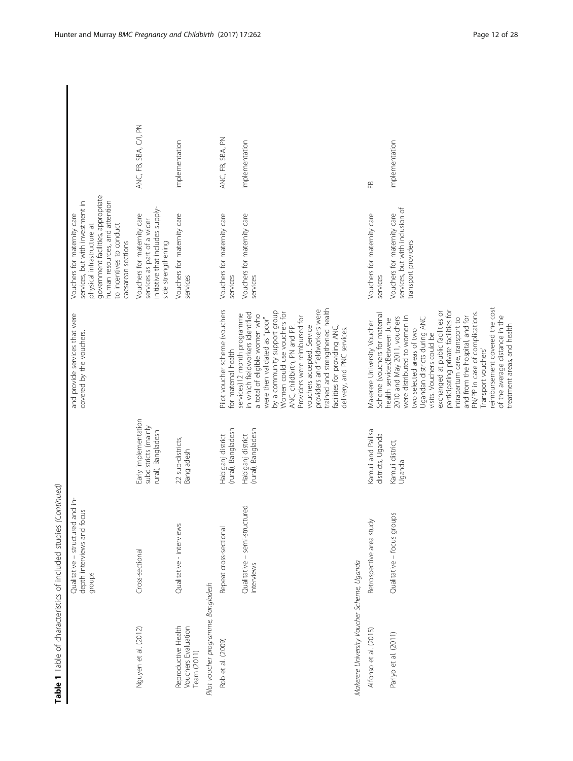**Table 1** Table of characteristics of included studies *(Continued)*

| | | | | | | |
|---|---|---|---|---|---|---|
| | Qualitative – structured and in-depth interviews and focus groups | | and provide services that were covered by the vouchers. | Vouchers for maternity care services, but with investment in physical infrastructure at government facilities, appropriate human resources, and attention to incentives to conduct caesarean sections | | |
| Nguyen et al. (2012) | Cross-sectional | Early implementation subdistricts (mainly rural), Bangladesh | | Vouchers for maternity care services as part of a wider initiative that includes supply-side strengthening | ANC, FB, SBA, C/I, PN | |
| Reproductive Health Vouchers Evaluation Team (2011) | Qualitative - interviews | 22 sub-districts, Bangladesh | | Vouchers for maternity care services | Implementation | |
| *Pilot voucher programme, Bangladesh* | | | | | | |
| Rob et al. (2009) | Repeat cross-sectional | Habiganj district (rural), Bangladesh | Pilot voucher scheme (vouchers for maternal health services)12 month programme in which fieldworkers identified a total of eligible women who were then validated as "poor" by a community support group. Women could use vouchers for ANC, childbirth, PN and PP. Providers were reimbursed for vouchers accepted. Service providers and fieldworkers were trained and strengthened health facilities for providing ANC, delivery, and PNC services. | Vouchers for maternity care services | ANC, FB, SBA, PN | |
| | Qualitative – semi-structured interviews | Habiganj district (rural), Bangladesh | | Vouchers for maternity care services | Implementation | |
| *Makerere University Voucher Scheme, Uganda* | | | | | | |
| Alfonso et al. (2015) | Retrospective area study | Kamuli and Pallisa districts, Uganda | Makerere University Voucher Scheme (vouchers for maternal health services)Between June 2010 and May 2011, vouchers were distributed to women in two selected areas of two Ugandan districts during ANC visits. Vouchers could be exchanged at public facilities or participating private facilities for intrapartum care, transport to and from the hospital, and for PN/PP in case of complications. Transport vouchers' reimbursement covered the cost of the average distance in the treatment areas, and health | Vouchers for maternity care services | FB | |
| Pariyo et al. (2011) | Qualitative – focus groups | Kamuli district, Uganda | | Vouchers for maternity care services, but with inclusion of transport providers | Implementation | |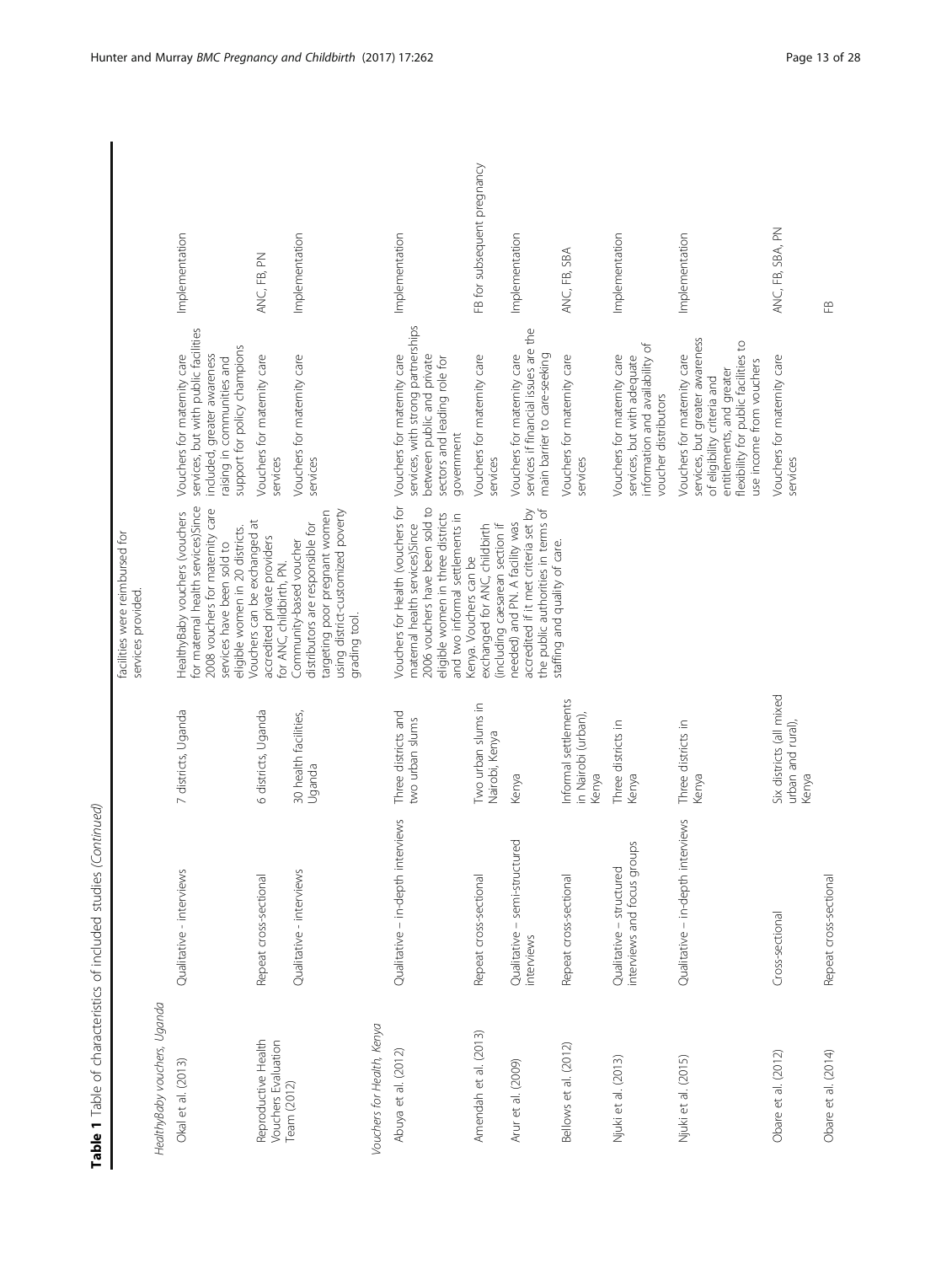**Table 1** Table of characteristics of included studies *(Continued)*

| Study | Design | Setting | Programme description | Intervention | Outcome |
|---|---|---|---|---|---|
| | | | facilities were reimbursed for services provided. | | |
| *HealthyBaby vouchers, Uganda* | | | | | |
| Okal et al. (2013) | Qualitative - interviews | 7 districts, Uganda | HealthyBaby vouchers (vouchers for maternal health services)Since 2008 vouchers for maternity care services have been sold to eligible women in 20 districts. Vouchers can be exchanged at accredited private providers for ANC, childbirth, PN. Community-based voucher distributors are responsible for targeting poor pregnant women using district-customized poverty grading tool. | Vouchers for maternity care services, but with public facilities included, greater awareness raising in communities and support for policy champions | Implementation |
| Reproductive Health Vouchers Evaluation Team (2012) | Repeat cross-sectional | 6 districts, Uganda | | Vouchers for maternity care services | ANC, FB, PN |
| | Qualitative - interviews | 30 health facilities, Uganda | | Vouchers for maternity care services | Implementation |
| *Vouchers for Health, Kenya* | | | | | |
| Abuya et al. (2012) | Qualitative – in-depth interviews | Three districts and two urban slums | Vouchers for Health (vouchers for maternal health services)Since 2006 vouchers have been sold to eligible women in three districts and two informal settlements in Kenya. Vouchers can be exchanged for ANC, childbirth (including caesarean section if needed) and PN. A facility was accredited if it met criteria set by the public authorities in terms of staffing and quality of care. | Vouchers for maternity care services, with strong partnerships between public and private sectors and leading role for government | Implementation |
| Amendah et al. (2013) | Repeat cross-sectional | Two urban slums in Nairobi, Kenya | | Vouchers for maternity care services | FB for subsequent pregnancy |
| Arur et al. (2009) | Qualitative – semi-structured interviews | Kenya | | Vouchers for maternity care services if financial issues are the main barrier to care-seeking | Implementation |
| Bellows et al. (2012) | Repeat cross-sectional | Informal settlements in Nairobi (urban), Kenya | | Vouchers for maternity care services | ANC, FB, SBA |
| Njuki et al. (2013) | Qualitative – structured interviews and focus groups | Three districts in Kenya | | Vouchers for maternity care services, but with adequate information and availability of voucher distributors | Implementation |
| Njuki et al. (2015) | Qualitative – in-depth interviews | Three districts in Kenya | | Vouchers for maternity care services, but greater awareness of eligibility criteria and entitlements, and greater flexibility for public facilities to use income from vouchers | Implementation |
| Obare et al. (2012) | Cross-sectional | Six districts (all mixed urban and rural), Kenya | | Vouchers for maternity care services | ANC, FB, SBA, PN |
| Obare et al. (2014) | Repeat cross-sectional | | | | FB |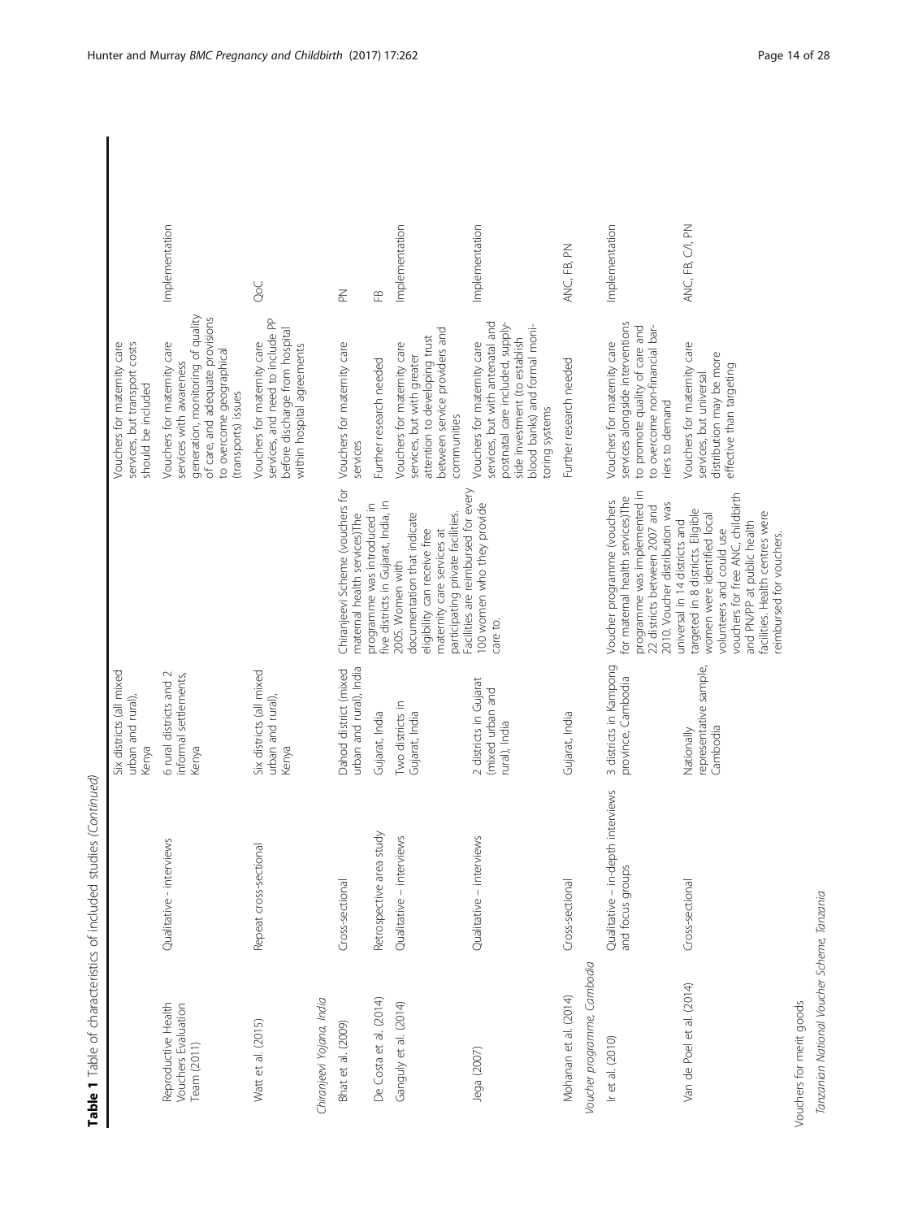**Table 1** Table of characteristics of included studies (*Continued*)

| | | | | | |
|---|---|---|---|---|---|
| | | Six districts (all mixed urban and rural), Kenya | | Vouchers for maternity care services, but transport costs should be included | |
| Reproductive Health Vouchers Evaluation Team (2011) | Qualitative - interviews | 6 rural districts and 2 informal settlements, Kenya | | Vouchers for maternity care services with awareness generation, monitoring of quality of care, and adequate provisions to overcome geographical (transports) issues | Implementation |
| Watt et al. (2015) | Repeat cross-sectional | Six districts (all mixed urban and rural), Kenya | | Vouchers for maternity care services, and need to include PP before discharge from hospital within hospital agreements | QoC |
| *Chiranjeevi Yojana, India* | | | | | |
| Bhat et al. (2009) | Cross-sectional | Dahod district (mixed urban and rural), India | Chiranjeevi Scheme (vouchers for maternal health services)The programme was introduced in five districts in Gujarat, India, in 2005. Women with documentation that indicate eligibility can receive free maternity care services at participating private facilities. Facilities are reimbursed for every 100 women who they provide care to. | Vouchers for maternity care services | PN |
| De Costa et al. (2014) | Retrospective area study | Gujarat, India | | Further research needed | FB |
| Ganguly et al. (2014) | Qualitative – interviews | Two districts in Gujarat, India | | Vouchers for maternity care services, but with greater attention to developing trust between service providers and communities | Implementation |
| Jega (2007) | Qualitative – interviews | 2 districts in Gujarat (mixed urban and rural), India | | Vouchers for maternity care services, but with antenatal and postnatal care included, supply-side investment (to establish blood banks) and formal monitoring systems | Implementation |
| Mohanan et al. (2014) | Cross-sectional | Gujarat, India | | Further research needed | ANC, FB, PN |
| *Voucher programme, Cambodia* | | | | | |
| Ir et al. (2010) | Qualitative – in-depth interviews and focus groups | 3 districts in Kampong province, Cambodia | Voucher programme (vouchers for maternal health services)The programme was implemented in 22 districts between 2007 and 2010. Voucher distribution was universal in 14 districts and targeted in 8 districts. Eligible women were identified local volunteers and could use vouchers for free ANC, childbirth and PN/PP at public health facilities. Health centres were reimbursed for vouchers. | Vouchers for maternity care services alongside interventions to promote quality of care and to overcome non-financial barriers to demand | Implementation |
| Van de Poel et al. (2014) | Cross-sectional | Nationally representative sample, Cambodia | | Vouchers for maternity care services, but universal distribution may be more effective than targeting | ANC, FB, C/I, PN |
| Vouchers for merit goods | | | | | |
| *Tanzanian National Voucher Scheme, Tanzania* | | | | | |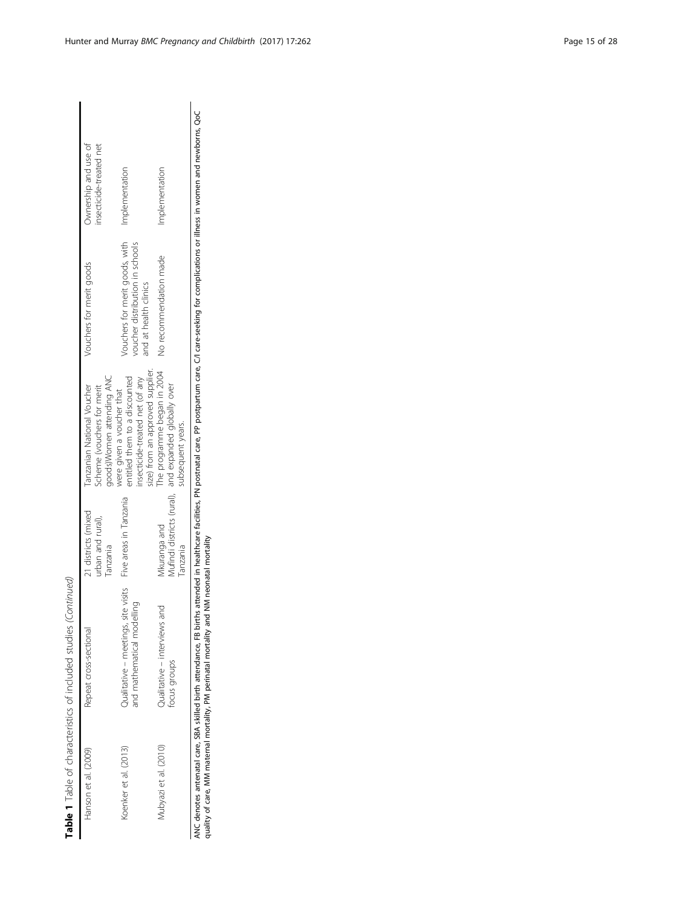**Table 1** Table of characteristics of included studies *(Continued)*

| | | | | | |
|---|---|---|---|---|---|
| Hanson et al. (2009) | Repeat cross-sectional | 21 districts (mixed urban and rural), Tanzania | Tanzanian National Voucher Scheme (vouchers for merit goods)Women attending ANC were given a voucher that entitled them to a discounted insecticide-treated net (of any size) from an approved supplier. The programme began in 2004 and expanded globally over subsequent years. | Vouchers for merit goods | Ownership and use of insecticide-treated net |
| Koenker et al. (2013) | Qualitative – meetings, site visits and mathematical modelling | Five areas in Tanzania | | Vouchers for merit goods, with voucher distribution in schools and at health clinics | Implementation |
| Mubyazi et al. (2010) | Qualitative – interviews and focus groups | Mkuranga and Mufindi districts (rural), Tanzania | | No recommendation made | Implementation |

ANC denotes antenatal care, SBA skilled birth attendance, FB births attended in healthcare facilities, PN postnatal care, PP postpartum care, C/I care-seeking for complications or illness in women and newborns, QoC quality of care, MM maternal mortality, PM perinatal mortality and NM neonatal mortality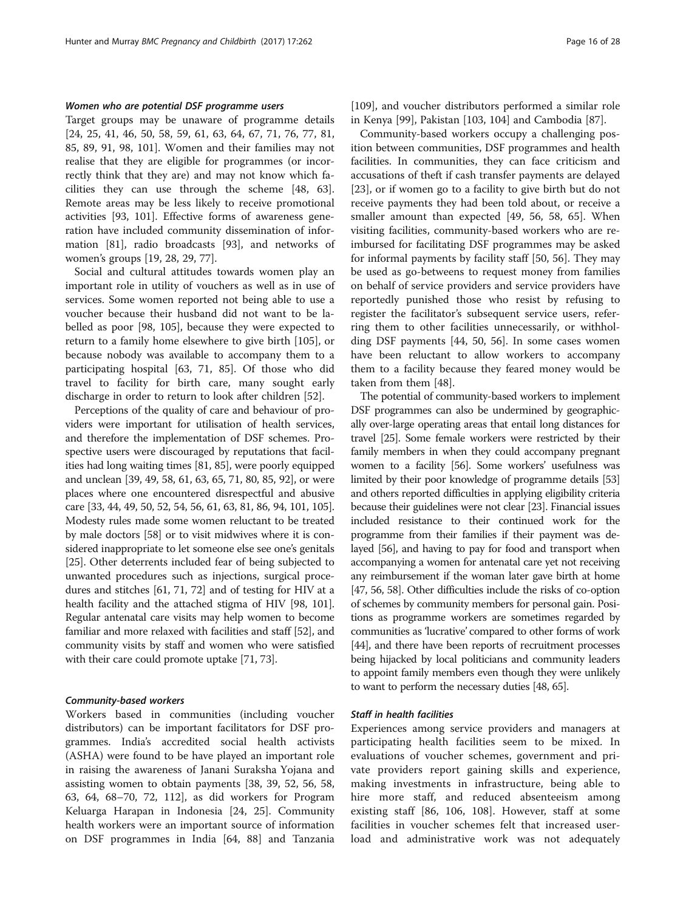#### *Women who are potential DSF programme users*

Target groups may be unaware of programme details [24, 25, 41, 46, 50, 58, 59, 61, 63, 64, 67, 71, 76, 77, 81, 85, 89, 91, 98, 101]. Women and their families may not realise that they are eligible for programmes (or incorrectly think that they are) and may not know which facilities they can use through the scheme [48, 63]. Remote areas may be less likely to receive promotional activities [93, 101]. Effective forms of awareness generation have included community dissemination of information [81], radio broadcasts [93], and networks of women's groups [19, 28, 29, 77].

Social and cultural attitudes towards women play an important role in utility of vouchers as well as in use of services. Some women reported not being able to use a voucher because their husband did not want to be labelled as poor [98, 105], because they were expected to return to a family home elsewhere to give birth [105], or because nobody was available to accompany them to a participating hospital [63, 71, 85]. Of those who did travel to facility for birth care, many sought early discharge in order to return to look after children [52].

Perceptions of the quality of care and behaviour of providers were important for utilisation of health services, and therefore the implementation of DSF schemes. Prospective users were discouraged by reputations that facilities had long waiting times [81, 85], were poorly equipped and unclean [39, 49, 58, 61, 63, 65, 71, 80, 85, 92], or were places where one encountered disrespectful and abusive care [33, 44, 49, 50, 52, 54, 56, 61, 63, 81, 86, 94, 101, 105]. Modesty rules made some women reluctant to be treated by male doctors [58] or to visit midwives where it is considered inappropriate to let someone else see one's genitals [25]. Other deterrents included fear of being subjected to unwanted procedures such as injections, surgical procedures and stitches [61, 71, 72] and of testing for HIV at a health facility and the attached stigma of HIV [98, 101]. Regular antenatal care visits may help women to become familiar and more relaxed with facilities and staff [52], and community visits by staff and women who were satisfied with their care could promote uptake [71, 73].

#### *Community-based workers*

Workers based in communities (including voucher distributors) can be important facilitators for DSF programmes. India's accredited social health activists (ASHA) were found to be have played an important role in raising the awareness of Janani Suraksha Yojana and assisting women to obtain payments [38, 39, 52, 56, 58, 63, 64, 68–70, 72, 112], as did workers for Program Keluarga Harapan in Indonesia [24, 25]. Community health workers were an important source of information on DSF programmes in India [64, 88] and Tanzania [109], and voucher distributors performed a similar role in Kenya [99], Pakistan [103, 104] and Cambodia [87].

Community-based workers occupy a challenging position between communities, DSF programmes and health facilities. In communities, they can face criticism and accusations of theft if cash transfer payments are delayed [23], or if women go to a facility to give birth but do not receive payments they had been told about, or receive a smaller amount than expected [49, 56, 58, 65]. When visiting facilities, community-based workers who are reimbursed for facilitating DSF programmes may be asked for informal payments by facility staff [50, 56]. They may be used as go-betweens to request money from families on behalf of service providers and service providers have reportedly punished those who resist by refusing to register the facilitator's subsequent service users, referring them to other facilities unnecessarily, or withholding DSF payments [44, 50, 56]. In some cases women have been reluctant to allow workers to accompany them to a facility because they feared money would be taken from them [48].

The potential of community-based workers to implement DSF programmes can also be undermined by geographically over-large operating areas that entail long distances for travel [25]. Some female workers were restricted by their family members in when they could accompany pregnant women to a facility [56]. Some workers' usefulness was limited by their poor knowledge of programme details [53] and others reported difficulties in applying eligibility criteria because their guidelines were not clear [23]. Financial issues included resistance to their continued work for the programme from their families if their payment was delayed [56], and having to pay for food and transport when accompanying a women for antenatal care yet not receiving any reimbursement if the woman later gave birth at home [47, 56, 58]. Other difficulties include the risks of co-option of schemes by community members for personal gain. Positions as programme workers are sometimes regarded by communities as 'lucrative' compared to other forms of work [44], and there have been reports of recruitment processes being hijacked by local politicians and community leaders to appoint family members even though they were unlikely to want to perform the necessary duties [48, 65].

#### *Staff in health facilities*

Experiences among service providers and managers at participating health facilities seem to be mixed. In evaluations of voucher schemes, government and private providers report gaining skills and experience, making investments in infrastructure, being able to hire more staff, and reduced absenteeism among existing staff [86, 106, 108]. However, staff at some facilities in voucher schemes felt that increased user-load and administrative work was not adequately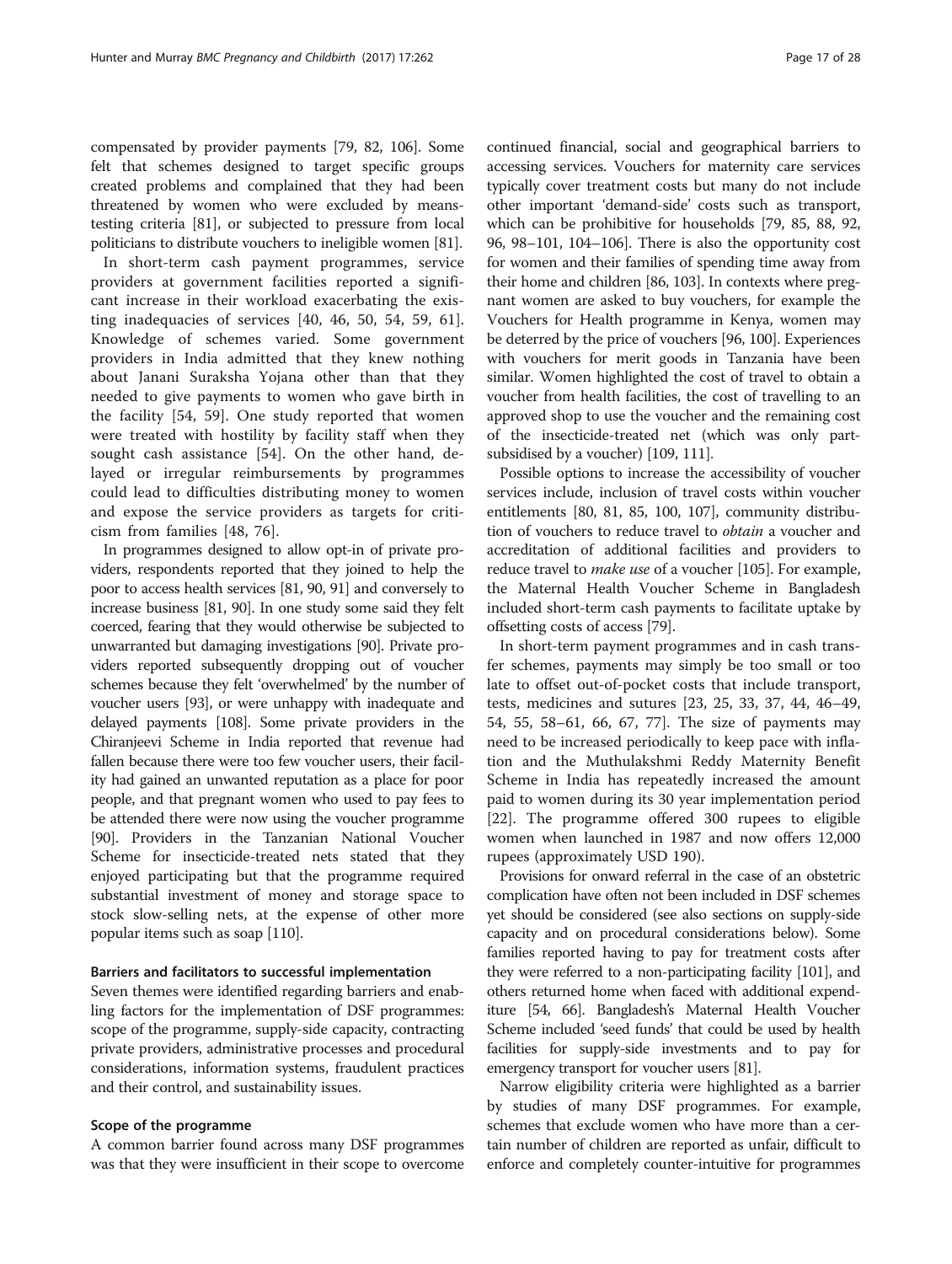compensated by provider payments [79, 82, 106]. Some felt that schemes designed to target specific groups created problems and complained that they had been threatened by women who were excluded by means-testing criteria [81], or subjected to pressure from local politicians to distribute vouchers to ineligible women [81].

In short-term cash payment programmes, service providers at government facilities reported a significant increase in their workload exacerbating the existing inadequacies of services [40, 46, 50, 54, 59, 61]. Knowledge of schemes varied. Some government providers in India admitted that they knew nothing about Janani Suraksha Yojana other than that they needed to give payments to women who gave birth in the facility [54, 59]. One study reported that women were treated with hostility by facility staff when they sought cash assistance [54]. On the other hand, delayed or irregular reimbursements by programmes could lead to difficulties distributing money to women and expose the service providers as targets for criticism from families [48, 76].

In programmes designed to allow opt-in of private providers, respondents reported that they joined to help the poor to access health services [81, 90, 91] and conversely to increase business [81, 90]. In one study some said they felt coerced, fearing that they would otherwise be subjected to unwarranted but damaging investigations [90]. Private providers reported subsequently dropping out of voucher schemes because they felt 'overwhelmed' by the number of voucher users [93], or were unhappy with inadequate and delayed payments [108]. Some private providers in the Chiranjeevi Scheme in India reported that revenue had fallen because there were too few voucher users, their facility had gained an unwanted reputation as a place for poor people, and that pregnant women who used to pay fees to be attended there were now using the voucher programme [90]. Providers in the Tanzanian National Voucher Scheme for insecticide-treated nets stated that they enjoyed participating but that the programme required substantial investment of money and storage space to stock slow-selling nets, at the expense of other more popular items such as soap [110].

### Barriers and facilitators to successful implementation

Seven themes were identified regarding barriers and enabling factors for the implementation of DSF programmes: scope of the programme, supply-side capacity, contracting private providers, administrative processes and procedural considerations, information systems, fraudulent practices and their control, and sustainability issues.

### Scope of the programme

A common barrier found across many DSF programmes was that they were insufficient in their scope to overcome continued financial, social and geographical barriers to accessing services. Vouchers for maternity care services typically cover treatment costs but many do not include other important 'demand-side' costs such as transport, which can be prohibitive for households [79, 85, 88, 92, 96, 98–101, 104–106]. There is also the opportunity cost for women and their families of spending time away from their home and children [86, 103]. In contexts where pregnant women are asked to buy vouchers, for example the Vouchers for Health programme in Kenya, women may be deterred by the price of vouchers [96, 100]. Experiences with vouchers for merit goods in Tanzania have been similar. Women highlighted the cost of travel to obtain a voucher from health facilities, the cost of travelling to an approved shop to use the voucher and the remaining cost of the insecticide-treated net (which was only part-subsidised by a voucher) [109, 111].

Possible options to increase the accessibility of voucher services include, inclusion of travel costs within voucher entitlements [80, 81, 85, 100, 107], community distribution of vouchers to reduce travel to *obtain* a voucher and accreditation of additional facilities and providers to reduce travel to *make use* of a voucher [105]. For example, the Maternal Health Voucher Scheme in Bangladesh included short-term cash payments to facilitate uptake by offsetting costs of access [79].

In short-term payment programmes and in cash transfer schemes, payments may simply be too small or too late to offset out-of-pocket costs that include transport, tests, medicines and sutures [23, 25, 33, 37, 44, 46–49, 54, 55, 58–61, 66, 67, 77]. The size of payments may need to be increased periodically to keep pace with inflation and the Muthulakshmi Reddy Maternity Benefit Scheme in India has repeatedly increased the amount paid to women during its 30 year implementation period [22]. The programme offered 300 rupees to eligible women when launched in 1987 and now offers 12,000 rupees (approximately USD 190).

Provisions for onward referral in the case of an obstetric complication have often not been included in DSF schemes yet should be considered (see also sections on supply-side capacity and on procedural considerations below). Some families reported having to pay for treatment costs after they were referred to a non-participating facility [101], and others returned home when faced with additional expenditure [54, 66]. Bangladesh's Maternal Health Voucher Scheme included 'seed funds' that could be used by health facilities for supply-side investments and to pay for emergency transport for voucher users [81].

Narrow eligibility criteria were highlighted as a barrier by studies of many DSF programmes. For example, schemes that exclude women who have more than a certain number of children are reported as unfair, difficult to enforce and completely counter-intuitive for programmes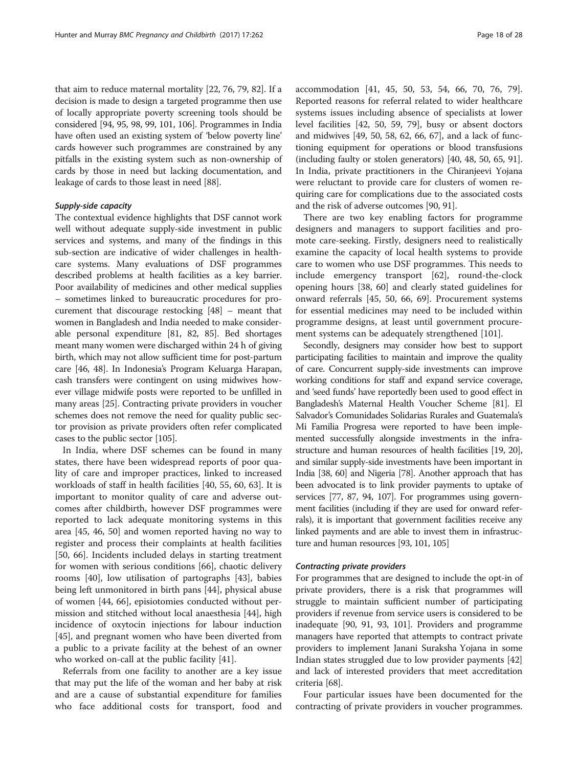that aim to reduce maternal mortality [22, 76, 79, 82]. If a decision is made to design a targeted programme then use of locally appropriate poverty screening tools should be considered [94, 95, 98, 99, 101, 106]. Programmes in India have often used an existing system of 'below poverty line' cards however such programmes are constrained by any pitfalls in the existing system such as non-ownership of cards by those in need but lacking documentation, and leakage of cards to those least in need [88].

#### *Supply-side capacity*

The contextual evidence highlights that DSF cannot work well without adequate supply-side investment in public services and systems, and many of the findings in this sub-section are indicative of wider challenges in healthcare systems. Many evaluations of DSF programmes described problems at health facilities as a key barrier. Poor availability of medicines and other medical supplies – sometimes linked to bureaucratic procedures for procurement that discourage restocking [48] – meant that women in Bangladesh and India needed to make considerable personal expenditure [81, 82, 85]. Bed shortages meant many women were discharged within 24 h of giving birth, which may not allow sufficient time for post-partum care [46, 48]. In Indonesia's Program Keluarga Harapan, cash transfers were contingent on using midwives however village midwife posts were reported to be unfilled in many areas [25]. Contracting private providers in voucher schemes does not remove the need for quality public sector provision as private providers often refer complicated cases to the public sector [105].

In India, where DSF schemes can be found in many states, there have been widespread reports of poor quality of care and improper practices, linked to increased workloads of staff in health facilities [40, 55, 60, 63]. It is important to monitor quality of care and adverse outcomes after childbirth, however DSF programmes were reported to lack adequate monitoring systems in this area [45, 46, 50] and women reported having no way to register and process their complaints at health facilities [50, 66]. Incidents included delays in starting treatment for women with serious conditions [66], chaotic delivery rooms [40], low utilisation of partographs [43], babies being left unmonitored in birth pans [44], physical abuse of women [44, 66], episiotomies conducted without permission and stitched without local anaesthesia [44], high incidence of oxytocin injections for labour induction [45], and pregnant women who have been diverted from a public to a private facility at the behest of an owner who worked on-call at the public facility [41].

Referrals from one facility to another are a key issue that may put the life of the woman and her baby at risk and are a cause of substantial expenditure for families who face additional costs for transport, food and accommodation [41, 45, 50, 53, 54, 66, 70, 76, 79]. Reported reasons for referral related to wider healthcare systems issues including absence of specialists at lower level facilities [42, 50, 59, 79], busy or absent doctors and midwives [49, 50, 58, 62, 66, 67], and a lack of functioning equipment for operations or blood transfusions (including faulty or stolen generators) [40, 48, 50, 65, 91]. In India, private practitioners in the Chiranjeevi Yojana were reluctant to provide care for clusters of women requiring care for complications due to the associated costs and the risk of adverse outcomes [90, 91].

There are two key enabling factors for programme designers and managers to support facilities and promote care-seeking. Firstly, designers need to realistically examine the capacity of local health systems to provide care to women who use DSF programmes. This needs to include emergency transport [62], round-the-clock opening hours [38, 60] and clearly stated guidelines for onward referrals [45, 50, 66, 69]. Procurement systems for essential medicines may need to be included within programme designs, at least until government procurement systems can be adequately strengthened [101].

Secondly, designers may consider how best to support participating facilities to maintain and improve the quality of care. Concurrent supply-side investments can improve working conditions for staff and expand service coverage, and 'seed funds' have reportedly been used to good effect in Bangladesh's Maternal Health Voucher Scheme [81]. El Salvador's Comunidades Solidarias Rurales and Guatemala's Mi Familia Progresa were reported to have been implemented successfully alongside investments in the infrastructure and human resources of health facilities [19, 20], and similar supply-side investments have been important in India [38, 60] and Nigeria [78]. Another approach that has been advocated is to link provider payments to uptake of services [77, 87, 94, 107]. For programmes using government facilities (including if they are used for onward referrals), it is important that government facilities receive any linked payments and are able to invest them in infrastructure and human resources [93, 101, 105]

#### *Contracting private providers*

For programmes that are designed to include the opt-in of private providers, there is a risk that programmes will struggle to maintain sufficient number of participating providers if revenue from service users is considered to be inadequate [90, 91, 93, 101]. Providers and programme managers have reported that attempts to contract private providers to implement Janani Suraksha Yojana in some Indian states struggled due to low provider payments [42] and lack of interested providers that meet accreditation criteria [68].

Four particular issues have been documented for the contracting of private providers in voucher programmes.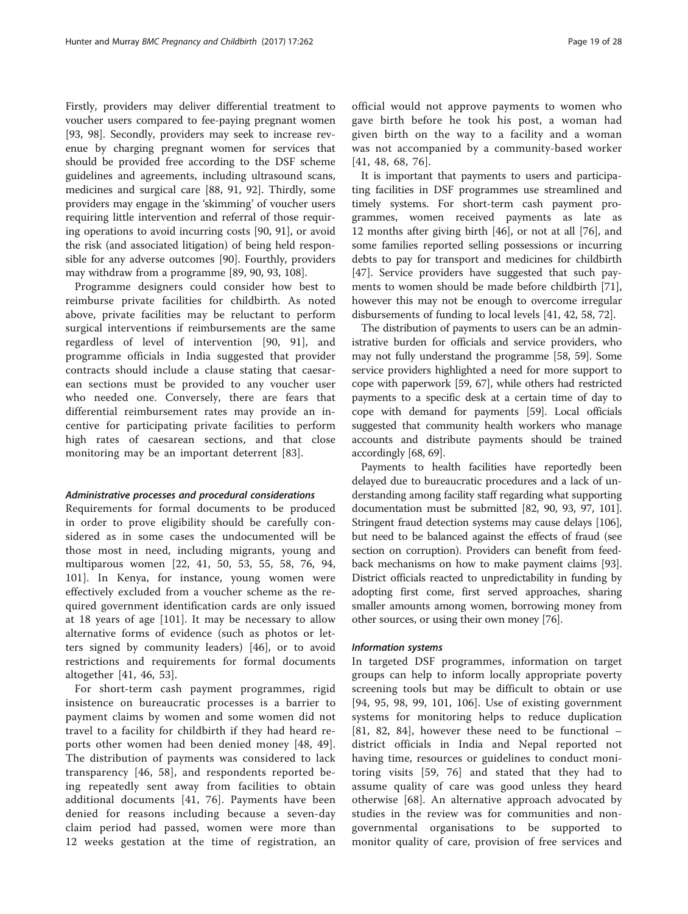Firstly, providers may deliver differential treatment to voucher users compared to fee-paying pregnant women [93, 98]. Secondly, providers may seek to increase revenue by charging pregnant women for services that should be provided free according to the DSF scheme guidelines and agreements, including ultrasound scans, medicines and surgical care [88, 91, 92]. Thirdly, some providers may engage in the 'skimming' of voucher users requiring little intervention and referral of those requiring operations to avoid incurring costs [90, 91], or avoid the risk (and associated litigation) of being held responsible for any adverse outcomes [90]. Fourthly, providers may withdraw from a programme [89, 90, 93, 108].

Programme designers could consider how best to reimburse private facilities for childbirth. As noted above, private facilities may be reluctant to perform surgical interventions if reimbursements are the same regardless of level of intervention [90, 91], and programme officials in India suggested that provider contracts should include a clause stating that caesarean sections must be provided to any voucher user who needed one. Conversely, there are fears that differential reimbursement rates may provide an incentive for participating private facilities to perform high rates of caesarean sections, and that close monitoring may be an important deterrent [83].

#### *Administrative processes and procedural considerations*

Requirements for formal documents to be produced in order to prove eligibility should be carefully considered as in some cases the undocumented will be those most in need, including migrants, young and multiparous women [22, 41, 50, 53, 55, 58, 76, 94, 101]. In Kenya, for instance, young women were effectively excluded from a voucher scheme as the required government identification cards are only issued at 18 years of age [101]. It may be necessary to allow alternative forms of evidence (such as photos or letters signed by community leaders) [46], or to avoid restrictions and requirements for formal documents altogether [41, 46, 53].

For short-term cash payment programmes, rigid insistence on bureaucratic processes is a barrier to payment claims by women and some women did not travel to a facility for childbirth if they had heard reports other women had been denied money [48, 49]. The distribution of payments was considered to lack transparency [46, 58], and respondents reported being repeatedly sent away from facilities to obtain additional documents [41, 76]. Payments have been denied for reasons including because a seven-day claim period had passed, women were more than 12 weeks gestation at the time of registration, an official would not approve payments to women who gave birth before he took his post, a woman had given birth on the way to a facility and a woman was not accompanied by a community-based worker [41, 48, 68, 76].

It is important that payments to users and participating facilities in DSF programmes use streamlined and timely systems. For short-term cash payment programmes, women received payments as late as 12 months after giving birth [46], or not at all [76], and some families reported selling possessions or incurring debts to pay for transport and medicines for childbirth [47]. Service providers have suggested that such payments to women should be made before childbirth [71], however this may not be enough to overcome irregular disbursements of funding to local levels [41, 42, 58, 72].

The distribution of payments to users can be an administrative burden for officials and service providers, who may not fully understand the programme [58, 59]. Some service providers highlighted a need for more support to cope with paperwork [59, 67], while others had restricted payments to a specific desk at a certain time of day to cope with demand for payments [59]. Local officials suggested that community health workers who manage accounts and distribute payments should be trained accordingly [68, 69].

Payments to health facilities have reportedly been delayed due to bureaucratic procedures and a lack of understanding among facility staff regarding what supporting documentation must be submitted [82, 90, 93, 97, 101]. Stringent fraud detection systems may cause delays [106], but need to be balanced against the effects of fraud (see section on corruption). Providers can benefit from feedback mechanisms on how to make payment claims [93]. District officials reacted to unpredictability in funding by adopting first come, first served approaches, sharing smaller amounts among women, borrowing money from other sources, or using their own money [76].

#### *Information systems*

In targeted DSF programmes, information on target groups can help to inform locally appropriate poverty screening tools but may be difficult to obtain or use [94, 95, 98, 99, 101, 106]. Use of existing government systems for monitoring helps to reduce duplication [81, 82, 84], however these need to be functional – district officials in India and Nepal reported not having time, resources or guidelines to conduct monitoring visits [59, 76] and stated that they had to assume quality of care was good unless they heard otherwise [68]. An alternative approach advocated by studies in the review was for communities and non-governmental organisations to be supported to monitor quality of care, provision of free services and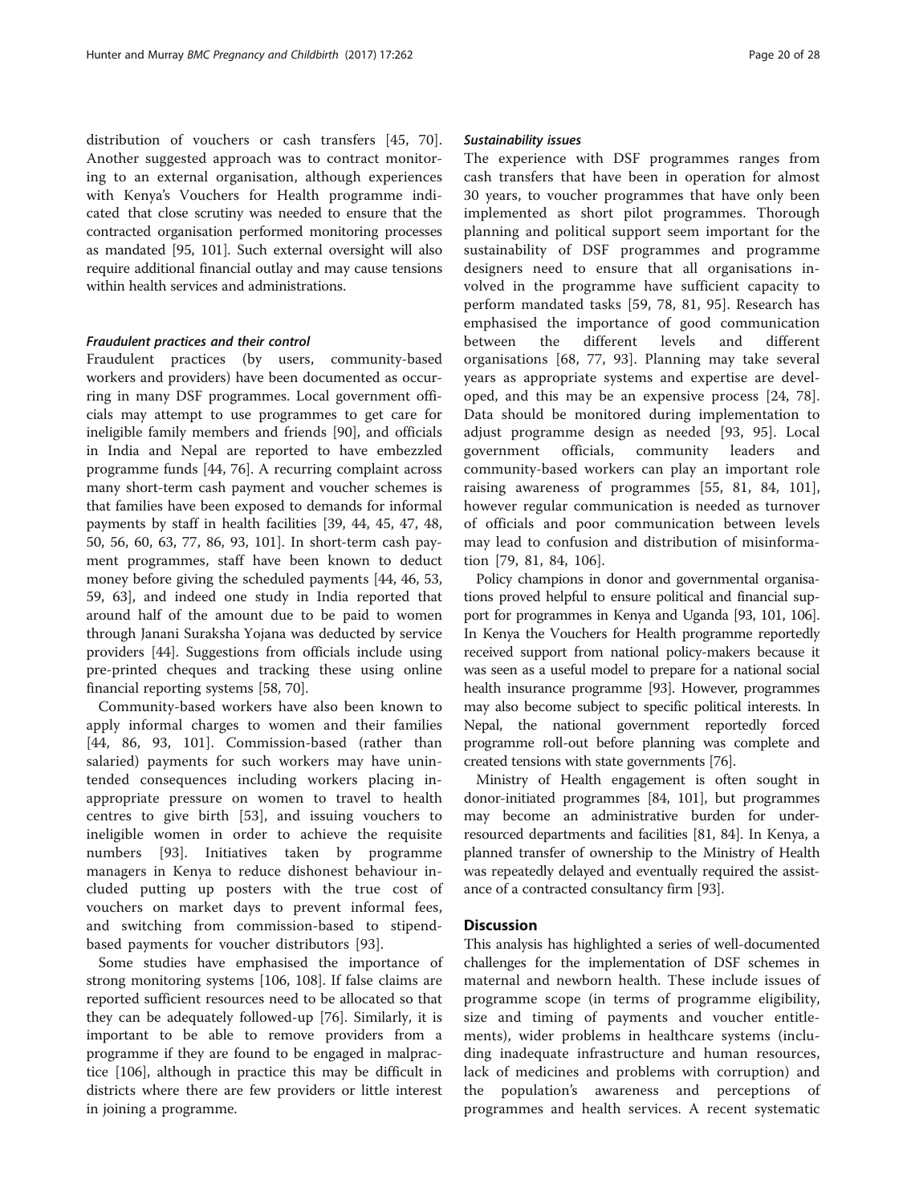distribution of vouchers or cash transfers [45, 70]. Another suggested approach was to contract monitoring to an external organisation, although experiences with Kenya's Vouchers for Health programme indicated that close scrutiny was needed to ensure that the contracted organisation performed monitoring processes as mandated [95, 101]. Such external oversight will also require additional financial outlay and may cause tensions within health services and administrations.

#### *Fraudulent practices and their control*

Fraudulent practices (by users, community-based workers and providers) have been documented as occurring in many DSF programmes. Local government officials may attempt to use programmes to get care for ineligible family members and friends [90], and officials in India and Nepal are reported to have embezzled programme funds [44, 76]. A recurring complaint across many short-term cash payment and voucher schemes is that families have been exposed to demands for informal payments by staff in health facilities [39, 44, 45, 47, 48, 50, 56, 60, 63, 77, 86, 93, 101]. In short-term cash payment programmes, staff have been known to deduct money before giving the scheduled payments [44, 46, 53, 59, 63], and indeed one study in India reported that around half of the amount due to be paid to women through Janani Suraksha Yojana was deducted by service providers [44]. Suggestions from officials include using pre-printed cheques and tracking these using online financial reporting systems [58, 70].

Community-based workers have also been known to apply informal charges to women and their families [44, 86, 93, 101]. Commission-based (rather than salaried) payments for such workers may have unintended consequences including workers placing inappropriate pressure on women to travel to health centres to give birth [53], and issuing vouchers to ineligible women in order to achieve the requisite numbers [93]. Initiatives taken by programme managers in Kenya to reduce dishonest behaviour included putting up posters with the true cost of vouchers on market days to prevent informal fees, and switching from commission-based to stipend-based payments for voucher distributors [93].

Some studies have emphasised the importance of strong monitoring systems [106, 108]. If false claims are reported sufficient resources need to be allocated so that they can be adequately followed-up [76]. Similarly, it is important to be able to remove providers from a programme if they are found to be engaged in malpractice [106], although in practice this may be difficult in districts where there are few providers or little interest in joining a programme.

#### *Sustainability issues*

The experience with DSF programmes ranges from cash transfers that have been in operation for almost 30 years, to voucher programmes that have only been implemented as short pilot programmes. Thorough planning and political support seem important for the sustainability of DSF programmes and programme designers need to ensure that all organisations involved in the programme have sufficient capacity to perform mandated tasks [59, 78, 81, 95]. Research has emphasised the importance of good communication between the different levels and different organisations [68, 77, 93]. Planning may take several years as appropriate systems and expertise are developed, and this may be an expensive process [24, 78]. Data should be monitored during implementation to adjust programme design as needed [93, 95]. Local government officials, community leaders and community-based workers can play an important role raising awareness of programmes [55, 81, 84, 101], however regular communication is needed as turnover of officials and poor communication between levels may lead to confusion and distribution of misinformation [79, 81, 84, 106].

Policy champions in donor and governmental organisations proved helpful to ensure political and financial support for programmes in Kenya and Uganda [93, 101, 106]. In Kenya the Vouchers for Health programme reportedly received support from national policy-makers because it was seen as a useful model to prepare for a national social health insurance programme [93]. However, programmes may also become subject to specific political interests. In Nepal, the national government reportedly forced programme roll-out before planning was complete and created tensions with state governments [76].

Ministry of Health engagement is often sought in donor-initiated programmes [84, 101], but programmes may become an administrative burden for under-resourced departments and facilities [81, 84]. In Kenya, a planned transfer of ownership to the Ministry of Health was repeatedly delayed and eventually required the assistance of a contracted consultancy firm [93].

## Discussion

This analysis has highlighted a series of well-documented challenges for the implementation of DSF schemes in maternal and newborn health. These include issues of programme scope (in terms of programme eligibility, size and timing of payments and voucher entitlements), wider problems in healthcare systems (including inadequate infrastructure and human resources, lack of medicines and problems with corruption) and the population's awareness and perceptions of programmes and health services. A recent systematic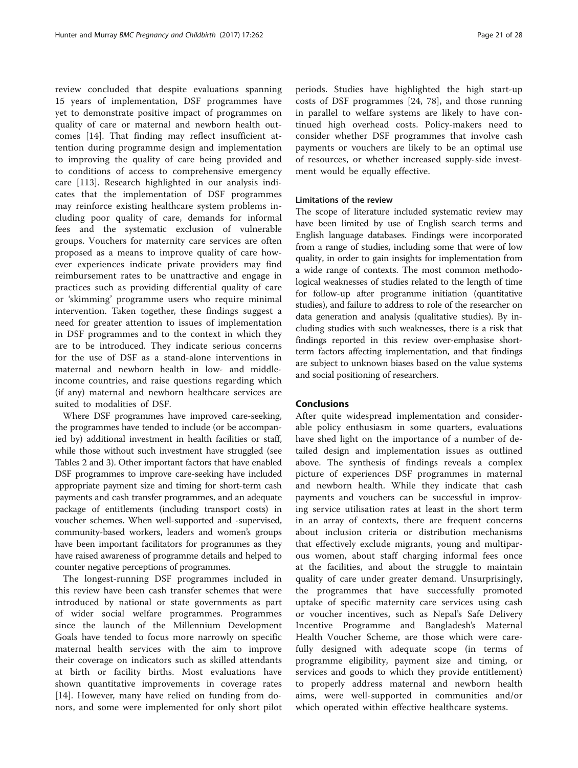review concluded that despite evaluations spanning 15 years of implementation, DSF programmes have yet to demonstrate positive impact of programmes on quality of care or maternal and newborn health outcomes [14]. That finding may reflect insufficient attention during programme design and implementation to improving the quality of care being provided and to conditions of access to comprehensive emergency care [113]. Research highlighted in our analysis indicates that the implementation of DSF programmes may reinforce existing healthcare system problems including poor quality of care, demands for informal fees and the systematic exclusion of vulnerable groups. Vouchers for maternity care services are often proposed as a means to improve quality of care however experiences indicate private providers may find reimbursement rates to be unattractive and engage in practices such as providing differential quality of care or 'skimming' programme users who require minimal intervention. Taken together, these findings suggest a need for greater attention to issues of implementation in DSF programmes and to the context in which they are to be introduced. They indicate serious concerns for the use of DSF as a stand-alone interventions in maternal and newborn health in low- and middle-income countries, and raise questions regarding which (if any) maternal and newborn healthcare services are suited to modalities of DSF.

Where DSF programmes have improved care-seeking, the programmes have tended to include (or be accompanied by) additional investment in health facilities or staff, while those without such investment have struggled (see Tables 2 and 3). Other important factors that have enabled DSF programmes to improve care-seeking have included appropriate payment size and timing for short-term cash payments and cash transfer programmes, and an adequate package of entitlements (including transport costs) in voucher schemes. When well-supported and -supervised, community-based workers, leaders and women's groups have been important facilitators for programmes as they have raised awareness of programme details and helped to counter negative perceptions of programmes.

The longest-running DSF programmes included in this review have been cash transfer schemes that were introduced by national or state governments as part of wider social welfare programmes. Programmes since the launch of the Millennium Development Goals have tended to focus more narrowly on specific maternal health services with the aim to improve their coverage on indicators such as skilled attendants at birth or facility births. Most evaluations have shown quantitative improvements in coverage rates [14]. However, many have relied on funding from donors, and some were implemented for only short pilot periods. Studies have highlighted the high start-up costs of DSF programmes [24, 78], and those running in parallel to welfare systems are likely to have continued high overhead costs. Policy-makers need to consider whether DSF programmes that involve cash payments or vouchers are likely to be an optimal use of resources, or whether increased supply-side investment would be equally effective.

#### Limitations of the review

The scope of literature included systematic review may have been limited by use of English search terms and English language databases. Findings were incorporated from a range of studies, including some that were of low quality, in order to gain insights for implementation from a wide range of contexts. The most common methodological weaknesses of studies related to the length of time for follow-up after programme initiation (quantitative studies), and failure to address to role of the researcher on data generation and analysis (qualitative studies). By including studies with such weaknesses, there is a risk that findings reported in this review over-emphasise short-term factors affecting implementation, and that findings are subject to unknown biases based on the value systems and social positioning of researchers.

## Conclusions

After quite widespread implementation and considerable policy enthusiasm in some quarters, evaluations have shed light on the importance of a number of detailed design and implementation issues as outlined above. The synthesis of findings reveals a complex picture of experiences DSF programmes in maternal and newborn health. While they indicate that cash payments and vouchers can be successful in improving service utilisation rates at least in the short term in an array of contexts, there are frequent concerns about inclusion criteria or distribution mechanisms that effectively exclude migrants, young and multiparous women, about staff charging informal fees once at the facilities, and about the struggle to maintain quality of care under greater demand. Unsurprisingly, the programmes that have successfully promoted uptake of specific maternity care services using cash or voucher incentives, such as Nepal's Safe Delivery Incentive Programme and Bangladesh's Maternal Health Voucher Scheme, are those which were carefully designed with adequate scope (in terms of programme eligibility, payment size and timing, or services and goods to which they provide entitlement) to properly address maternal and newborn health aims, were well-supported in communities and/or which operated within effective healthcare systems.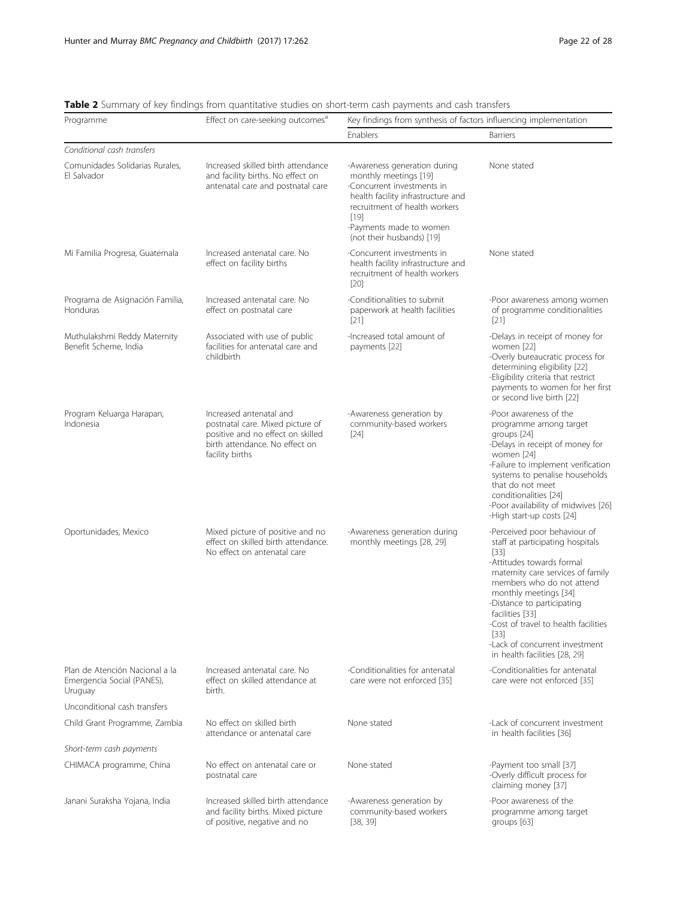**Table 2** Summary of key findings from quantitative studies on short-term cash payments and cash transfers

| Programme | Effect on care-seeking outcomes[a] | Key findings from synthesis of factors influencing implementation | |
|---|---|---|---|
| | | Enablers | Barriers |
| *Conditional cash transfers* | | | |
| Comunidades Solidarias Rurales, El Salvador | Increased skilled birth attendance and facility births. No effect on antenatal care and postnatal care | -Awareness generation during monthly meetings [19]<br>-Concurrent investments in health facility infrastructure and recruitment of health workers [19]<br>-Payments made to women (not their husbands) [19] | None stated |
| Mi Familia Progresa, Guatemala | Increased antenatal care. No effect on facility births | -Concurrent investments in health facility infrastructure and recruitment of health workers [20] | None stated |
| Programa de Asignación Familia, Honduras | Increased antenatal care. No effect on postnatal care | -Conditionalities to submit paperwork at health facilities [21] | -Poor awareness among women of programme conditionalities [21] |
| Muthulakshmi Reddy Maternity Benefit Scheme, India | Associated with use of public facilities for antenatal care and childbirth | -Increased total amount of payments [22] | -Delays in receipt of money for women [22]<br>-Overly bureaucratic process for determining eligibility [22]<br>-Eligibility criteria that restrict payments to women for her first or second live birth [22] |
| Program Keluarga Harapan, Indonesia | Increased antenatal and postnatal care. Mixed picture of positive and no effect on skilled birth attendance. No effect on facility births | -Awareness generation by community-based workers [24] | -Poor awareness of the programme among target groups [24]<br>-Delays in receipt of money for women [24]<br>-Failure to implement verification systems to penalise households that do not meet conditionalities [24]<br>-Poor availability of midwives [26]<br>-High start-up costs [24] |
| Oportunidades, Mexico | Mixed picture of positive and no effect on skilled birth attendance. No effect on antenatal care | -Awareness generation during monthly meetings [28, 29] | -Perceived poor behaviour of staff at participating hospitals [33]<br>-Attitudes towards formal maternity care services of family members who do not attend monthly meetings [34]<br>-Distance to participating facilities [33]<br>-Cost of travel to health facilities [33]<br>-Lack of concurrent investment in health facilities [28, 29] |
| Plan de Atención Nacional a la Emergencia Social (PANES), Uruguay | Increased antenatal care. No effect on skilled attendance at birth. | -Conditionalities for antenatal care were not enforced [35] | -Conditionalities for antenatal care were not enforced [35] |
| Unconditional cash transfers | | | |
| Child Grant Programme, Zambia | No effect on skilled birth attendance or antenatal care | None stated | -Lack of concurrent investment in health facilities [36] |
| *Short-term cash payments* | | | |
| CHIMACA programme, China | No effect on antenatal care or postnatal care | None stated | -Payment too small [37]<br>-Overly difficult process for claiming money [37] |
| Janani Suraksha Yojana, India | Increased skilled birth attendance and facility births. Mixed picture of positive, negative and no | -Awareness generation by community-based workers [38, 39] | -Poor awareness of the programme among target groups [63] |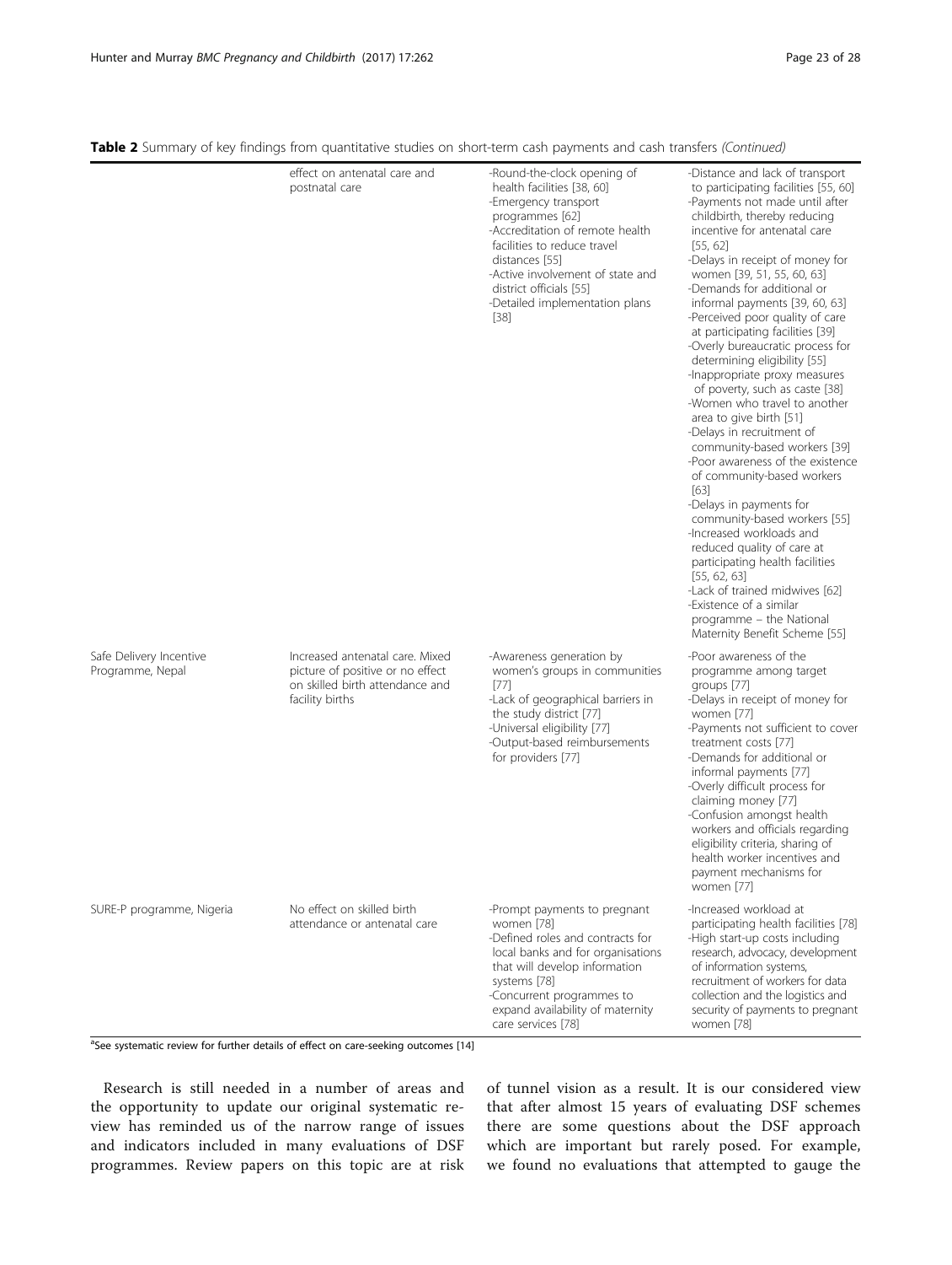**Table 2** Summary of key findings from quantitative studies on short-term cash payments and cash transfers *(Continued)*

| | | | |
|---|---|---|---|
| | effect on antenatal care and postnatal care | -Round-the-clock opening of health facilities [38, 60]<br>-Emergency transport programmes [62]<br>-Accreditation of remote health facilities to reduce travel distances [55]<br>-Active involvement of state and district officials [55]<br>-Detailed implementation plans [38] | -Distance and lack of transport to participating facilities [55, 60]<br>-Payments not made until after childbirth, thereby reducing incentive for antenatal care [55, 62]<br>-Delays in receipt of money for women [39, 51, 55, 60, 63]<br>-Demands for additional or informal payments [39, 60, 63]<br>-Perceived poor quality of care at participating facilities [39]<br>-Overly bureaucratic process for determining eligibility [55]<br>-Inappropriate proxy measures of poverty, such as caste [38]<br>-Women who travel to another area to give birth [51]<br>-Delays in recruitment of community-based workers [39]<br>-Poor awareness of the existence of community-based workers [63]<br>-Delays in payments for community-based workers [55]<br>-Increased workloads and reduced quality of care at participating health facilities [55, 62, 63]<br>-Lack of trained midwives [62]<br>-Existence of a similar programme – the National Maternity Benefit Scheme [55] |
| Safe Delivery Incentive Programme, Nepal | Increased antenatal care. Mixed picture of positive or no effect on skilled birth attendance and facility births | -Awareness generation by women's groups in communities [77]<br>-Lack of geographical barriers in the study district [77]<br>-Universal eligibility [77]<br>-Output-based reimbursements for providers [77] | -Poor awareness of the programme among target groups [77]<br>-Delays in receipt of money for women [77]<br>-Payments not sufficient to cover treatment costs [77]<br>-Demands for additional or informal payments [77]<br>-Overly difficult process for claiming money [77]<br>-Confusion amongst health workers and officials regarding eligibility criteria, sharing of health worker incentives and payment mechanisms for women [77] |
| SURE-P programme, Nigeria | No effect on skilled birth attendance or antenatal care | -Prompt payments to pregnant women [78]<br>-Defined roles and contracts for local banks and for organisations that will develop information systems [78]<br>-Concurrent programmes to expand availability of maternity care services [78] | -Increased workload at participating health facilities [78]<br>-High start-up costs including research, advocacy, development of information systems, recruitment of workers for data collection and the logistics and security of payments to pregnant women [78] |

[a]See systematic review for further details of effect on care-seeking outcomes [14]

Research is still needed in a number of areas and the opportunity to update our original systematic review has reminded us of the narrow range of issues and indicators included in many evaluations of DSF programmes. Review papers on this topic are at risk of tunnel vision as a result. It is our considered view that after almost 15 years of evaluating DSF schemes there are some questions about the DSF approach which are important but rarely posed. For example, we found no evaluations that attempted to gauge the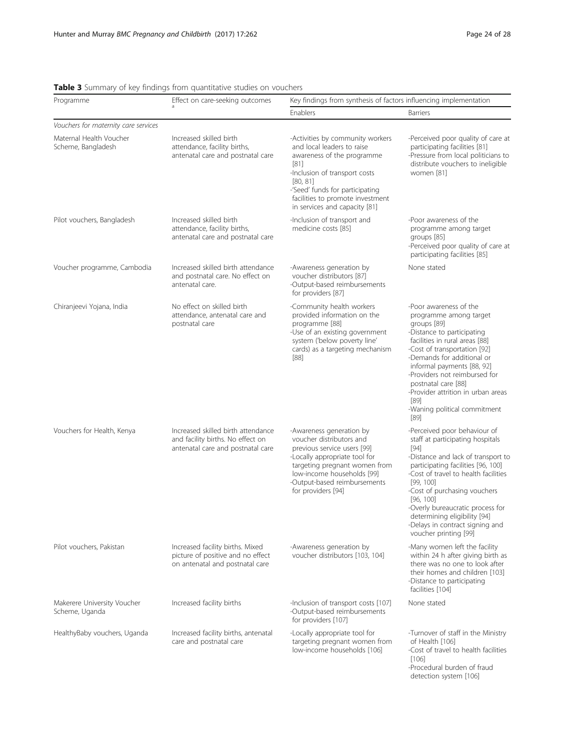**Table 3** Summary of key findings from quantitative studies on vouchers

| Programme | Effect on care-seeking outcomes [a] | Key findings from synthesis of factors influencing implementation | |
|---|---|---|---|
| | | Enablers | Barriers |
| *Vouchers for maternity care services* | | | |
| Maternal Health Voucher Scheme, Bangladesh | Increased skilled birth attendance, facility births, antenatal care and postnatal care | -Activities by community workers and local leaders to raise awareness of the programme [81]<br>-Inclusion of transport costs [80, 81]<br>-'Seed' funds for participating facilities to promote investment in services and capacity [81] | -Perceived poor quality of care at participating facilities [81]<br>-Pressure from local politicians to distribute vouchers to ineligible women [81] |
| Pilot vouchers, Bangladesh | Increased skilled birth attendance, facility births, antenatal care and postnatal care | -Inclusion of transport and medicine costs [85] | -Poor awareness of the programme among target groups [85]<br>-Perceived poor quality of care at participating facilities [85] |
| Voucher programme, Cambodia | Increased skilled birth attendance and postnatal care. No effect on antenatal care. | -Awareness generation by voucher distributors [87]<br>-Output-based reimbursements for providers [87] | None stated |
| Chiranjeevi Yojana, India | No effect on skilled birth attendance, antenatal care and postnatal care | -Community health workers provided information on the programme [88]<br>-Use of an existing government system ('below poverty line' cards) as a targeting mechanism [88] | -Poor awareness of the programme among target groups [89]<br>-Distance to participating facilities in rural areas [88]<br>-Cost of transportation [92]<br>-Demands for additional or informal payments [88, 92]<br>-Providers not reimbursed for postnatal care [88]<br>-Provider attrition in urban areas [89]<br>-Waning political commitment [89] |
| Vouchers for Health, Kenya | Increased skilled birth attendance and facility births. No effect on antenatal care and postnatal care | -Awareness generation by voucher distributors and previous service users [99]<br>-Locally appropriate tool for targeting pregnant women from low-income households [99]<br>-Output-based reimbursements for providers [94] | -Perceived poor behaviour of staff at participating hospitals [94]<br>-Distance and lack of transport to participating facilities [96, 100]<br>-Cost of travel to health facilities [99, 100]<br>-Cost of purchasing vouchers [96, 100]<br>-Overly bureaucratic process for determining eligibility [94]<br>-Delays in contract signing and voucher printing [99] |
| Pilot vouchers, Pakistan | Increased facility births. Mixed picture of positive and no effect on antenatal and postnatal care | -Awareness generation by voucher distributors [103, 104] | -Many women left the facility within 24 h after giving birth as there was no one to look after their homes and children [103]<br>-Distance to participating facilities [104] |
| Makerere University Voucher Scheme, Uganda | Increased facility births | -Inclusion of transport costs [107]<br>-Output-based reimbursements for providers [107] | None stated |
| HealthyBaby vouchers, Uganda | Increased facility births, antenatal care and postnatal care | -Locally appropriate tool for targeting pregnant women from low-income households [106] | -Turnover of staff in the Ministry of Health [106]<br>-Cost of travel to health facilities [106]<br>-Procedural burden of fraud detection system [106] |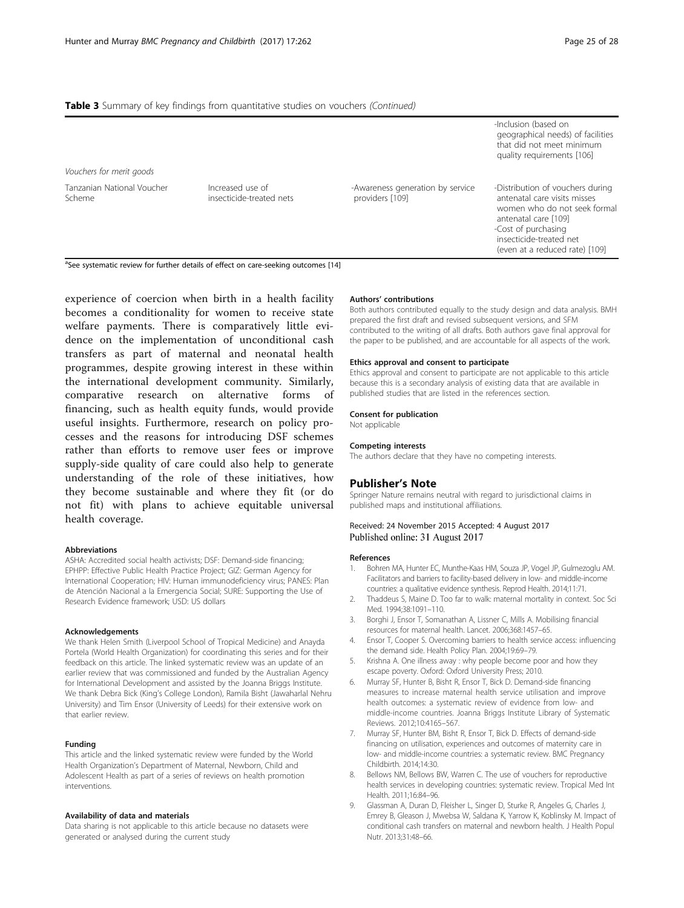**Table 3** Summary of key findings from quantitative studies on vouchers *(Continued)*

| | | | |
|---|---|---|---|
| | | | -Inclusion (based on geographical needs) of facilities that did not meet minimum quality requirements [106] |
| *Vouchers for merit goods* | | | |
| Tanzanian National Voucher Scheme | Increased use of insecticide-treated nets | -Awareness generation by service providers [109] | -Distribution of vouchers during antenatal care visits misses women who do not seek formal antenatal care [109]<br>-Cost of purchasing insecticide-treated net (even at a reduced rate) [109] |

[a]See systematic review for further details of effect on care-seeking outcomes [14]

experience of coercion when birth in a health facility becomes a conditionality for women to receive state welfare payments. There is comparatively little evidence on the implementation of unconditional cash transfers as part of maternal and neonatal health programmes, despite growing interest in these within the international development community. Similarly, comparative research on alternative forms of financing, such as health equity funds, would provide useful insights. Furthermore, research on policy processes and the reasons for introducing DSF schemes rather than efforts to remove user fees or improve supply-side quality of care could also help to generate understanding of the role of these initiatives, how they become sustainable and where they fit (or do not fit) with plans to achieve equitable universal health coverage.

#### Abbreviations

ASHA: Accredited social health activists; DSF: Demand-side financing; EPHPP: Effective Public Health Practice Project; GIZ: German Agency for International Cooperation; HIV: Human immunodeficiency virus; PANES: Plan de Atención Nacional a la Emergencia Social; SURE: Supporting the Use of Research Evidence framework; USD: US dollars

#### Acknowledgements

We thank Helen Smith (Liverpool School of Tropical Medicine) and Anayda Portela (World Health Organization) for coordinating this series and for their feedback on this article. The linked systematic review was an update of an earlier review that was commissioned and funded by the Australian Agency for International Development and assisted by the Joanna Briggs Institute. We thank Debra Bick (King's College London), Ramila Bisht (Jawaharlal Nehru University) and Tim Ensor (University of Leeds) for their extensive work on that earlier review.

#### Funding

This article and the linked systematic review were funded by the World Health Organization's Department of Maternal, Newborn, Child and Adolescent Health as part of a series of reviews on health promotion interventions.

#### Availability of data and materials

Data sharing is not applicable to this article because no datasets were generated or analysed during the current study

#### Authors' contributions

Both authors contributed equally to the study design and data analysis. BMH prepared the first draft and revised subsequent versions, and SFM contributed to the writing of all drafts. Both authors gave final approval for the paper to be published, and are accountable for all aspects of the work.

#### Ethics approval and consent to participate

Ethics approval and consent to participate are not applicable to this article because this is a secondary analysis of existing data that are available in published studies that are listed in the references section.

#### Consent for publication

Not applicable

#### Competing interests

The authors declare that they have no competing interests.

## Publisher's Note

Springer Nature remains neutral with regard to jurisdictional claims in published maps and institutional affiliations.

Received: 24 November 2015 Accepted: 4 August 2017
Published online: 31 August 2017

#### References

1. Bohren MA, Hunter EC, Munthe-Kaas HM, Souza JP, Vogel JP, Gulmezoglu AM. Facilitators and barriers to facility-based delivery in low- and middle-income countries: a qualitative evidence synthesis. Reprod Health. 2014;11:71.
2. Thaddeus S, Maine D. Too far to walk: maternal mortality in context. Soc Sci Med. 1994;38:1091–110.
3. Borghi J, Ensor T, Somanathan A, Lissner C, Mills A. Mobilising financial resources for maternal health. Lancet. 2006;368:1457–65.
4. Ensor T, Cooper S. Overcoming barriers to health service access: influencing the demand side. Health Policy Plan. 2004;19:69–79.
5. Krishna A. One illness away : why people become poor and how they escape poverty. Oxford: Oxford University Press; 2010.
6. Murray SF, Hunter B, Bisht R, Ensor T, Bick D. Demand-side financing measures to increase maternal health service utilisation and improve health outcomes: a systematic review of evidence from low- and middle-income countries. Joanna Briggs Institute Library of Systematic Reviews. 2012;10:4165–567.
7. Murray SF, Hunter BM, Bisht R, Ensor T, Bick D. Effects of demand-side financing on utilisation, experiences and outcomes of maternity care in low- and middle-income countries: a systematic review. BMC Pregnancy Childbirth. 2014;14:30.
8. Bellows NM, Bellows BW, Warren C. The use of vouchers for reproductive health services in developing countries: systematic review. Tropical Med Int Health. 2011;16:84–96.
9. Glassman A, Duran D, Fleisher L, Singer D, Sturke R, Angeles G, Charles J, Emrey B, Gleason J, Mwebsa W, Saldana K, Yarrow K, Koblinsky M. Impact of conditional cash transfers on maternal and newborn health. J Health Popul Nutr. 2013;31:48–66.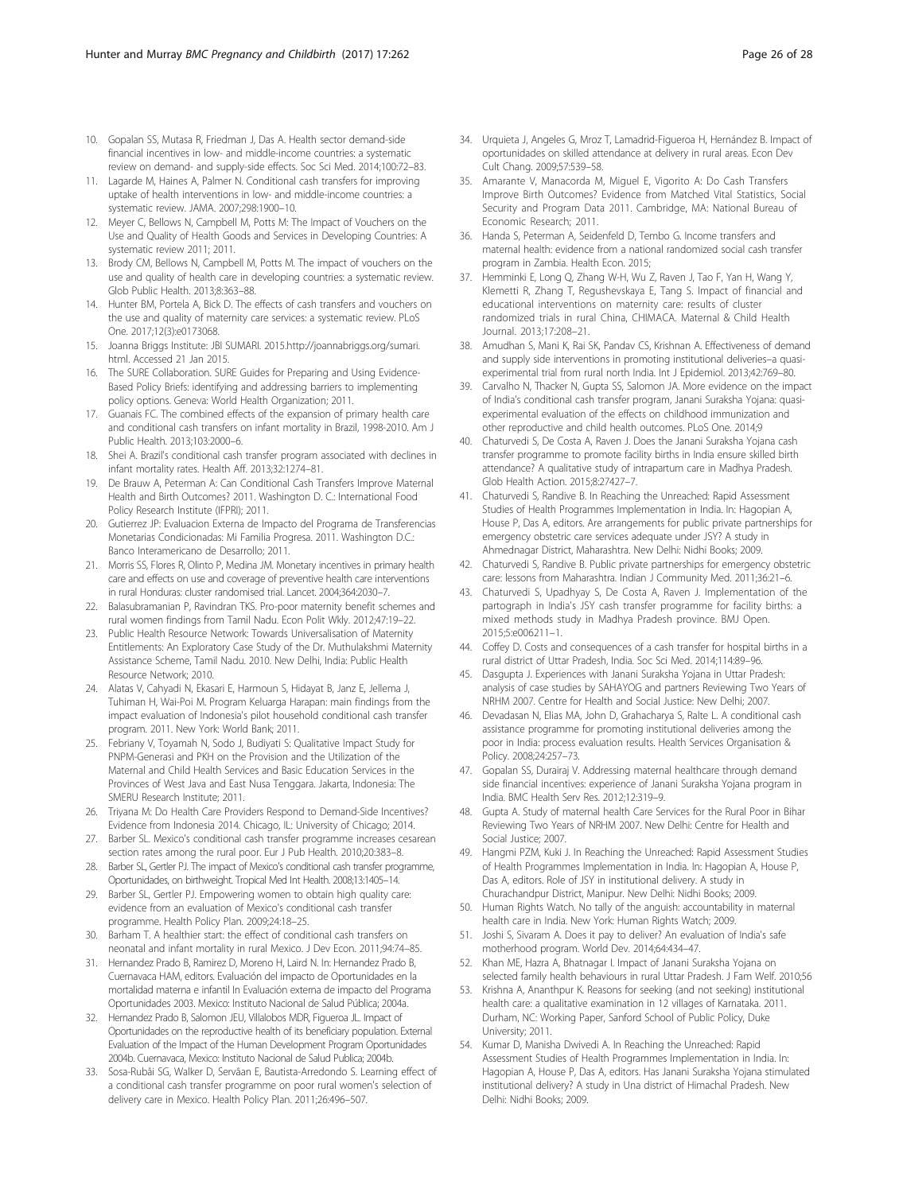10. Gopalan SS, Mutasa R, Friedman J, Das A. Health sector demand-side financial incentives in low- and middle-income countries: a systematic review on demand- and supply-side effects. Soc Sci Med. 2014;100:72–83.
11. Lagarde M, Haines A, Palmer N. Conditional cash transfers for improving uptake of health interventions in low- and middle-income countries: a systematic review. JAMA. 2007;298:1900–10.
12. Meyer C, Bellows N, Campbell M, Potts M: The Impact of Vouchers on the Use and Quality of Health Goods and Services in Developing Countries: A systematic review 2011; 2011.
13. Brody CM, Bellows N, Campbell M, Potts M. The impact of vouchers on the use and quality of health care in developing countries: a systematic review. Glob Public Health. 2013;8:363–88.
14. Hunter BM, Portela A, Bick D. The effects of cash transfers and vouchers on the use and quality of maternity care services: a systematic review. PLoS One. 2017;12(3):e0173068.
15. Joanna Briggs Institute: JBI SUMARI. 2015.http://joannabriggs.org/sumari.html. Accessed 21 Jan 2015.
16. The SURE Collaboration. SURE Guides for Preparing and Using Evidence-Based Policy Briefs: identifying and addressing barriers to implementing policy options. Geneva: World Health Organization; 2011.
17. Guanais FC. The combined effects of the expansion of primary health care and conditional cash transfers on infant mortality in Brazil, 1998-2010. Am J Public Health. 2013;103:2000–6.
18. Shei A. Brazil's conditional cash transfer program associated with declines in infant mortality rates. Health Aff. 2013;32:1274–81.
19. De Brauw A, Peterman A: Can Conditional Cash Transfers Improve Maternal Health and Birth Outcomes? 2011. Washington D. C.: International Food Policy Research Institute (IFPRI); 2011.
20. Gutierrez JP: Evaluacion Externa de Impacto del Programa de Transferencias Monetarias Condicionadas: Mi Familia Progresa. 2011. Washington D.C.: Banco Interamericano de Desarrollo; 2011.
21. Morris SS, Flores R, Olinto P, Medina JM. Monetary incentives in primary health care and effects on use and coverage of preventive health care interventions in rural Honduras: cluster randomised trial. Lancet. 2004;364:2030–7.
22. Balasubramanian P, Ravindran TKS. Pro-poor maternity benefit schemes and rural women findings from Tamil Nadu. Econ Polit Wkly. 2012;47:19–22.
23. Public Health Resource Network: Towards Universalisation of Maternity Entitlements: An Exploratory Case Study of the Dr. Muthulakshmi Maternity Assistance Scheme, Tamil Nadu. 2010. New Delhi, India: Public Health Resource Network; 2010.
24. Alatas V, Cahyadi N, Ekasari E, Harmoun S, Hidayat B, Janz E, Jellema J, Tuhiman H, Wai-Poi M. Program Keluarga Harapan: main findings from the impact evaluation of Indonesia's pilot household conditional cash transfer program. 2011. New York: World Bank; 2011.
25. Febriany V, Toyamah N, Sodo J, Budiyati S: Qualitative Impact Study for PNPM-Generasi and PKH on the Provision and the Utilization of the Maternal and Child Health Services and Basic Education Services in the Provinces of West Java and East Nusa Tenggara. Jakarta, Indonesia: The SMERU Research Institute; 2011.
26. Triyana M: Do Health Care Providers Respond to Demand-Side Incentives? Evidence from Indonesia 2014. Chicago, IL: University of Chicago; 2014.
27. Barber SL. Mexico's conditional cash transfer programme increases cesarean section rates among the rural poor. Eur J Pub Health. 2010;20:383–8.
28. Barber SL, Gertler PJ. The impact of Mexico's conditional cash transfer programme, Oportunidades, on birthweight. Tropical Med Int Health. 2008;13:1405–14.
29. Barber SL, Gertler PJ. Empowering women to obtain high quality care: evidence from an evaluation of Mexico's conditional cash transfer programme. Health Policy Plan. 2009;24:18–25.
30. Barham T. A healthier start: the effect of conditional cash transfers on neonatal and infant mortality in rural Mexico. J Dev Econ. 2011;94:74–85.
31. Hernandez Prado B, Ramirez D, Moreno H, Laird N. In: Hernandez Prado B, Cuernavaca HAM, editors. Evaluación del impacto de Oportunidades en la mortalidad materna e infantil In Evaluación externa de impacto del Programa Oportunidades 2003. Mexico: Instituto Nacional de Salud Pública; 2004a.
32. Hernandez Prado B, Salomon JEU, Villalobos MDR, Figueroa JL. Impact of Oportunidades on the reproductive health of its beneficiary population. External Evaluation of the Impact of the Human Development Program Oportunidades 2004b. Cuernavaca, Mexico: Instituto Nacional de Salud Publica; 2004b.
33. Sosa-Rubâi SG, Walker D, Servâan E, Bautista-Arredondo S. Learning effect of a conditional cash transfer programme on poor rural women's selection of delivery care in Mexico. Health Policy Plan. 2011;26:496–507.
34. Urquieta J, Angeles G, Mroz T, Lamadrid-Figueroa H, Hernández B. Impact of oportunidades on skilled attendance at delivery in rural areas. Econ Dev Cult Chang. 2009;57:539–58.
35. Amarante V, Manacorda M, Miguel E, Vigorito A: Do Cash Transfers Improve Birth Outcomes? Evidence from Matched Vital Statistics, Social Security and Program Data 2011. Cambridge, MA: National Bureau of Economic Research; 2011.
36. Handa S, Peterman A, Seidenfeld D, Tembo G. Income transfers and maternal health: evidence from a national randomized social cash transfer program in Zambia. Health Econ. 2015;
37. Hemminki E, Long Q, Zhang W-H, Wu Z, Raven J, Tao F, Yan H, Wang Y, Klemetti R, Zhang T, Regushevskaya E, Tang S. Impact of financial and educational interventions on maternity care: results of cluster randomized trials in rural China, CHIMACA. Maternal & Child Health Journal. 2013;17:208–21.
38. Amudhan S, Mani K, Rai SK, Pandav CS, Krishnan A. Effectiveness of demand and supply side interventions in promoting institutional deliveries–a quasi-experimental trial from rural north India. Int J Epidemiol. 2013;42:769–80.
39. Carvalho N, Thacker N, Gupta SS, Salomon JA. More evidence on the impact of India's conditional cash transfer program, Janani Suraksha Yojana: quasi-experimental evaluation of the effects on childhood immunization and other reproductive and child health outcomes. PLoS One. 2014;9
40. Chaturvedi S, De Costa A, Raven J. Does the Janani Suraksha Yojana cash transfer programme to promote facility births in India ensure skilled birth attendance? A qualitative study of intrapartum care in Madhya Pradesh. Glob Health Action. 2015;8:27427–7.
41. Chaturvedi S, Randive B. In Reaching the Unreached: Rapid Assessment Studies of Health Programmes Implementation in India. In: Hagopian A, House P, Das A, editors. Are arrangements for public private partnerships for emergency obstetric care services adequate under JSY? A study in Ahmednagar District, Maharashtra. New Delhi: Nidhi Books; 2009.
42. Chaturvedi S, Randive B. Public private partnerships for emergency obstetric care: lessons from Maharashtra. Indian J Community Med. 2011;36:21–6.
43. Chaturvedi S, Upadhyay S, De Costa A, Raven J. Implementation of the partograph in India's JSY cash transfer programme for facility births: a mixed methods study in Madhya Pradesh province. BMJ Open. 2015;5:e006211–1.
44. Coffey D. Costs and consequences of a cash transfer for hospital births in a rural district of Uttar Pradesh, India. Soc Sci Med. 2014;114:89–96.
45. Dasgupta J. Experiences with Janani Suraksha Yojana in Uttar Pradesh: analysis of case studies by SAHAYOG and partners Reviewing Two Years of NRHM 2007. Centre for Health and Social Justice: New Delhi; 2007.
46. Devadasan N, Elias MA, John D, Grahacharya S, Ralte L. A conditional cash assistance programme for promoting institutional deliveries among the poor in India: process evaluation results. Health Services Organisation & Policy. 2008;24:257–73.
47. Gopalan SS, Durairaj V. Addressing maternal healthcare through demand side financial incentives: experience of Janani Suraksha Yojana program in India. BMC Health Serv Res. 2012;12:319–9.
48. Gupta A. Study of maternal health Care Services for the Rural Poor in Bihar Reviewing Two Years of NRHM 2007. New Delhi: Centre for Health and Social Justice; 2007.
49. Hangmi PZM, Kuki J. In Reaching the Unreached: Rapid Assessment Studies of Health Programmes Implementation in India. In: Hagopian A, House P, Das A, editors. Role of JSY in institutional delivery. A study in Churachandpur District, Manipur. New Delhi: Nidhi Books; 2009.
50. Human Rights Watch. No tally of the anguish: accountability in maternal health care in India. New York: Human Rights Watch; 2009.
51. Joshi S, Sivaram A. Does it pay to deliver? An evaluation of India's safe motherhood program. World Dev. 2014;64:434–47.
52. Khan ME, Hazra A, Bhatnagar I. Impact of Janani Suraksha Yojana on selected family health behaviours in rural Uttar Pradesh. J Fam Welf. 2010;56
53. Krishna A, Ananthpur K. Reasons for seeking (and not seeking) institutional health care: a qualitative examination in 12 villages of Karnataka. 2011. Durham, NC: Working Paper, Sanford School of Public Policy, Duke University; 2011.
54. Kumar D, Manisha Dwivedi A. In Reaching the Unreached: Rapid Assessment Studies of Health Programmes Implementation in India. In: Hagopian A, House P, Das A, editors. Has Janani Suraksha Yojana stimulated institutional delivery? A study in Una district of Himachal Pradesh. New Delhi: Nidhi Books; 2009.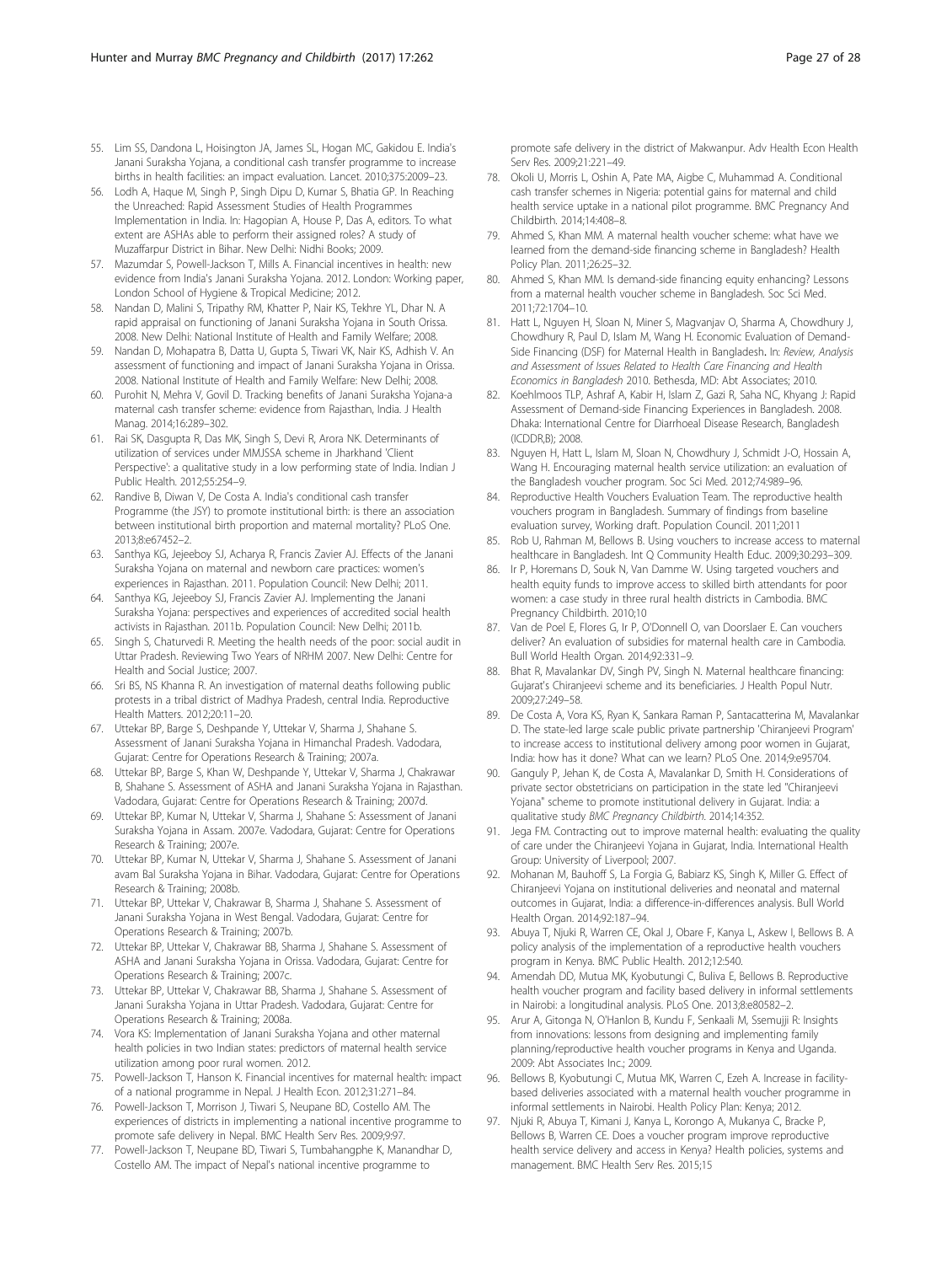55. Lim SS, Dandona L, Hoisington JA, James SL, Hogan MC, Gakidou E. India's Janani Suraksha Yojana, a conditional cash transfer programme to increase births in health facilities: an impact evaluation. Lancet. 2010;375:2009–23.
56. Lodh A, Haque M, Singh P, Singh Dipu D, Kumar S, Bhatia GP. In Reaching the Unreached: Rapid Assessment Studies of Health Programmes Implementation in India. In: Hagopian A, House P, Das A, editors. To what extent are ASHAs able to perform their assigned roles? A study of Muzaffarpur District in Bihar. New Delhi: Nidhi Books; 2009.
57. Mazumdar S, Powell-Jackson T, Mills A. Financial incentives in health: new evidence from India's Janani Suraksha Yojana. 2012. London: Working paper, London School of Hygiene & Tropical Medicine; 2012.
58. Nandan D, Malini S, Tripathy RM, Khatter P, Nair KS, Tekhre YL, Dhar N. A rapid appraisal on functioning of Janani Suraksha Yojana in South Orissa. 2008. New Delhi: National Institute of Health and Family Welfare; 2008.
59. Nandan D, Mohapatra B, Datta U, Gupta S, Tiwari VK, Nair KS, Adhish V. An assessment of functioning and impact of Janani Suraksha Yojana in Orissa. 2008. National Institute of Health and Family Welfare: New Delhi; 2008.
60. Purohit N, Mehra V, Govil D. Tracking benefits of Janani Suraksha Yojana-a maternal cash transfer scheme: evidence from Rajasthan, India. J Health Manag. 2014;16:289–302.
61. Rai SK, Dasgupta R, Das MK, Singh S, Devi R, Arora NK. Determinants of utilization of services under MMJSSA scheme in Jharkhand 'Client Perspective': a qualitative study in a low performing state of India. Indian J Public Health. 2012;55:254–9.
62. Randive B, Diwan V, De Costa A. India's conditional cash transfer Programme (the JSY) to promote institutional birth: is there an association between institutional birth proportion and maternal mortality? PLoS One. 2013;8:e67452–2.
63. Santhya KG, Jejeeboy SJ, Acharya R, Francis Zavier AJ. Effects of the Janani Suraksha Yojana on maternal and newborn care practices: women's experiences in Rajasthan. 2011. Population Council: New Delhi; 2011.
64. Santhya KG, Jejeeboy SJ, Francis Zavier AJ. Implementing the Janani Suraksha Yojana: perspectives and experiences of accredited social health activists in Rajasthan. 2011b. Population Council: New Delhi; 2011b.
65. Singh S, Chaturvedi R. Meeting the health needs of the poor: social audit in Uttar Pradesh. Reviewing Two Years of NRHM 2007. New Delhi: Centre for Health and Social Justice; 2007.
66. Sri BS, NS Khanna R. An investigation of maternal deaths following public protests in a tribal district of Madhya Pradesh, central India. Reproductive Health Matters. 2012;20:11–20.
67. Uttekar BP, Barge S, Deshpande Y, Uttekar V, Sharma J, Shahane S. Assessment of Janani Suraksha Yojana in Himanchal Pradesh. Vadodara, Gujarat: Centre for Operations Research & Training; 2007a.
68. Uttekar BP, Barge S, Khan W, Deshpande Y, Uttekar V, Sharma J, Chakrawar B, Shahane S. Assessment of ASHA and Janani Suraksha Yojana in Rajasthan. Vadodara, Gujarat: Centre for Operations Research & Training; 2007d.
69. Uttekar BP, Kumar N, Uttekar V, Sharma J, Shahane S: Assessment of Janani Suraksha Yojana in Assam. 2007e. Vadodara, Gujarat: Centre for Operations Research & Training; 2007e.
70. Uttekar BP, Kumar N, Uttekar V, Sharma J, Shahane S. Assessment of Janani avam Bal Suraksha Yojana in Bihar. Vadodara, Gujarat: Centre for Operations Research & Training; 2008b.
71. Uttekar BP, Uttekar V, Chakrawar B, Sharma J, Shahane S. Assessment of Janani Suraksha Yojana in West Bengal. Vadodara, Gujarat: Centre for Operations Research & Training; 2007b.
72. Uttekar BP, Uttekar V, Chakrawar BB, Sharma J, Shahane S. Assessment of ASHA and Janani Suraksha Yojana in Orissa. Vadodara, Gujarat: Centre for Operations Research & Training; 2007c.
73. Uttekar BP, Uttekar V, Chakrawar BB, Sharma J, Shahane S. Assessment of Janani Suraksha Yojana in Uttar Pradesh. Vadodara, Gujarat: Centre for Operations Research & Training; 2008a.
74. Vora KS: Implementation of Janani Suraksha Yojana and other maternal health policies in two Indian states: predictors of maternal health service utilization among poor rural women. 2012.
75. Powell-Jackson T, Hanson K. Financial incentives for maternal health: impact of a national programme in Nepal. J Health Econ. 2012;31:271–84.
76. Powell-Jackson T, Morrison J, Tiwari S, Neupane BD, Costello AM. The experiences of districts in implementing a national incentive programme to promote safe delivery in Nepal. BMC Health Serv Res. 2009;9:97.
77. Powell-Jackson T, Neupane BD, Tiwari S, Tumbahangphe K, Manandhar D, Costello AM. The impact of Nepal's national incentive programme to promote safe delivery in the district of Makwanpur. Adv Health Econ Health Serv Res. 2009;21:221–49.
78. Okoli U, Morris L, Oshin A, Pate MA, Aigbe C, Muhammad A. Conditional cash transfer schemes in Nigeria: potential gains for maternal and child health service uptake in a national pilot programme. BMC Pregnancy And Childbirth. 2014;14:408–8.
79. Ahmed S, Khan MM. A maternal health voucher scheme: what have we learned from the demand-side financing scheme in Bangladesh? Health Policy Plan. 2011;26:25–32.
80. Ahmed S, Khan MM. Is demand-side financing equity enhancing? Lessons from a maternal health voucher scheme in Bangladesh. Soc Sci Med. 2011;72:1704–10.
81. Hatt L, Nguyen H, Sloan N, Miner S, Magvanjav O, Sharma A, Chowdhury J, Chowdhury R, Paul D, Islam M, Wang H. Economic Evaluation of Demand-Side Financing (DSF) for Maternal Health in Bangladesh. In: *Review, Analysis and Assessment of Issues Related to Health Care Financing and Health Economics in Bangladesh* 2010. Bethesda, MD: Abt Associates; 2010.
82. Koehlmoos TLP, Ashraf A, Kabir H, Islam Z, Gazi R, Saha NC, Khyang J: Rapid Assessment of Demand-side Financing Experiences in Bangladesh. 2008. Dhaka: International Centre for Diarrhoeal Disease Research, Bangladesh (ICDDR,B); 2008.
83. Nguyen H, Hatt L, Islam M, Sloan N, Chowdhury J, Schmidt J-O, Hossain A, Wang H. Encouraging maternal health service utilization: an evaluation of the Bangladesh voucher program. Soc Sci Med. 2012;74:989–96.
84. Reproductive Health Vouchers Evaluation Team. The reproductive health vouchers program in Bangladesh. Summary of findings from baseline evaluation survey, Working draft. Population Council. 2011;2011
85. Rob U, Rahman M, Bellows B. Using vouchers to increase access to maternal healthcare in Bangladesh. Int Q Community Health Educ. 2009;30:293–309.
86. Ir P, Horemans D, Souk N, Van Damme W. Using targeted vouchers and health equity funds to improve access to skilled birth attendants for poor women: a case study in three rural health districts in Cambodia. BMC Pregnancy Childbirth. 2010;10
87. Van de Poel E, Flores G, Ir P, O'Donnell O, van Doorslaer E. Can vouchers deliver? An evaluation of subsidies for maternal health care in Cambodia. Bull World Health Organ. 2014;92:331–9.
88. Bhat R, Mavalankar DV, Singh PV, Singh N. Maternal healthcare financing: Gujarat's Chiranjeevi scheme and its beneficiaries. J Health Popul Nutr. 2009;27:249–58.
89. De Costa A, Vora KS, Ryan K, Sankara Raman P, Santacatterina M, Mavalankar D. The state-led large scale public private partnership 'Chiranjeevi Program' to increase access to institutional delivery among poor women in Gujarat, India: how has it done? What can we learn? PLoS One. 2014;9:e95704.
90. Ganguly P, Jehan K, de Costa A, Mavalankar D, Smith H. Considerations of private sector obstetricians on participation in the state led "Chiranjeevi Yojana" scheme to promote institutional delivery in Gujarat. India: a qualitative study *BMC Pregnancy Childbirth*. 2014;14:352.
91. Jega FM. Contracting out to improve maternal health: evaluating the quality of care under the Chiranjeevi Yojana in Gujarat, India. International Health Group: University of Liverpool; 2007.
92. Mohanan M, Bauhoff S, La Forgia G, Babiarz KS, Singh K, Miller G. Effect of Chiranjeevi Yojana on institutional deliveries and neonatal and maternal outcomes in Gujarat, India: a difference-in-differences analysis. Bull World Health Organ. 2014;92:187–94.
93. Abuya T, Njuki R, Warren CE, Okal J, Obare F, Kanya L, Askew I, Bellows B. A policy analysis of the implementation of a reproductive health vouchers program in Kenya. BMC Public Health. 2012;12:540.
94. Amendah DD, Mutua MK, Kyobutungi C, Buliva E, Bellows B. Reproductive health voucher program and facility based delivery in informal settlements in Nairobi: a longitudinal analysis. PLoS One. 2013;8:e80582–2.
95. Arur A, Gitonga N, O'Hanlon B, Kundu F, Senkaali M, Ssemujji R: Insights from innovations: lessons from designing and implementing family planning/reproductive health voucher programs in Kenya and Uganda. 2009: Abt Associates Inc.; 2009.
96. Bellows B, Kyobutungi C, Mutua MK, Warren C, Ezeh A. Increase in facility-based deliveries associated with a maternal health voucher programme in informal settlements in Nairobi. Health Policy Plan: Kenya; 2012.
97. Njuki R, Abuya T, Kimani J, Kanya L, Korongo A, Mukanya C, Bracke P, Bellows B, Warren CE. Does a voucher program improve reproductive health service delivery and access in Kenya? Health policies, systems and management. BMC Health Serv Res. 2015;15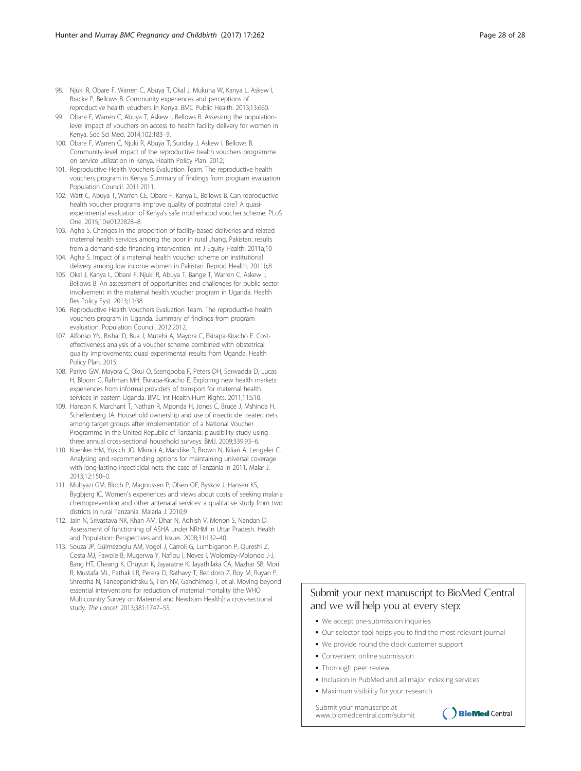98. Njuki R, Obare F, Warren C, Abuya T, Okal J, Mukuna W, Kanya L, Askew I, Bracke P, Bellows B. Community experiences and perceptions of reproductive health vouchers in Kenya. BMC Public Health. 2013;13:660.
99. Obare F, Warren C, Abuya T, Askew I, Bellows B. Assessing the population-level impact of vouchers on access to health facility delivery for women in Kenya. Soc Sci Med. 2014;102:183–9.
100. Obare F, Warren C, Njuki R, Abuya T, Sunday J, Askew I, Bellows B. Community-level impact of the reproductive health vouchers programme on service utilization in Kenya. Health Policy Plan. 2012;
101. Reproductive Health Vouchers Evaluation Team. The reproductive health vouchers program in Kenya. Summary of findings from program evaluation. Population Council. 2011:2011.
102. Watt C, Abuya T, Warren CE, Obare F, Kanya L, Bellows B. Can reproductive health voucher programs improve quality of postnatal care? A quasi-experimental evaluation of Kenya's safe motherhood voucher scheme. PLoS One. 2015;10:e0122828–8.
103. Agha S. Changes in the proportion of facility-based deliveries and related maternal health services among the poor in rural Jhang, Pakistan: results from a demand-side financing intervention. Int J Equity Health. 2011a;10
104. Agha S. Impact of a maternal health voucher scheme on institutional delivery among low income women in Pakistan. Reprod Health. 2011b;8
105. Okal J, Kanya L, Obare F, Njuki R, Abuya T, Bange T, Warren C, Askew I, Bellows B. An assessment of opportunities and challenges for public sector involvement in the maternal health voucher program in Uganda. Health Res Policy Syst. 2013;11:38.
106. Reproductive Health Vouchers Evaluation Team. The reproductive health vouchers program in Uganda. Summary of findings from program evaluation. Population Council. 2012:2012.
107. Alfonso YN, Bishai D, Bua J, Mutebi A, Mayora C, Ekirapa-Kiracho E. Cost-effectiveness analysis of a voucher scheme combined with obstetrical quality improvements: quasi experimental results from Uganda. Health Policy Plan. 2015;
108. Pariyo GW, Mayora C, Okui O, Ssengooba F, Peters DH, Serwadda D, Lucas H, Bloom G, Rahman MH, Ekirapa-Kiracho E. Exploring new health markets: experiences from informal providers of transport for maternal health services in eastern Uganda. BMC Int Health Hum Rights. 2011;11:S10.
109. Hanson K, Marchant T, Nathan R, Mponda H, Jones C, Bruce J, Mshinda H, Schellenberg JA. Household ownership and use of insecticide treated nets among target groups after implementation of a National Voucher Programme in the United Republic of Tanzania: plausibility study using three annual cross-sectional household surveys. BMJ. 2009;339:93–6.
110. Koenker HM, Yukich JO, Mkindi A, Mandike R, Brown N, Kilian A, Lengeler C. Analysing and recommending options for maintaining universal coverage with long-lasting insecticidal nets: the case of Tanzania in 2011. Malar J. 2013;12:150–0.
111. Mubyazi GM, Bloch P, Magnussen P, Olsen OE, Byskov J, Hansen KS, Bygbjerg IC. Women's experiences and views about costs of seeking malaria chemoprevention and other antenatal services: a qualitative study from two districts in rural Tanzania. Malaria J. 2010;9
112. Jain N, Srivastava NK, Khan AM, Dhar N, Adhish V, Menon S, Nandan D. Assessment of functioning of ASHA under NRHM in Uttar Pradesh. Health and Population: Perspectives and Issues. 2008;31:132–40.
113. Souza JP, Gülmezoglu AM, Vogel J, Carroli G, Lumbiganon P, Qureshi Z, Costa MJ, Fawole B, Mugerwa Y, Nafiou I, Neves I, Wolomby-Molondo J-J, Bang HT, Cheang K, Chuyun K, Jayaratne K, Jayathilaka CA, Mazhar SB, Mori R, Mustafa ML, Pathak LR, Perera D, Rathavy T, Recidoro Z, Roy M, Ruyan P, Shrestha N, Taneepanichsku S, Tien NV, Ganchimeg T, et al. Moving beyond essential interventions for reduction of maternal mortality (the WHO Multicountry Survey on Maternal and Newborn Health): a cross-sectional study. *The Lancet*. 2013;381:1747–55.

Submit your next manuscript to BioMed Central and we will help you at every step:

- We accept pre-submission inquiries
- Our selector tool helps you to find the most relevant journal
- We provide round the clock customer support
- Convenient online submission
- Thorough peer review
- Inclusion in PubMed and all major indexing services
- Maximum visibility for your research

Submit your manuscript at
www.biomedcentral.com/submit

BioMed Central